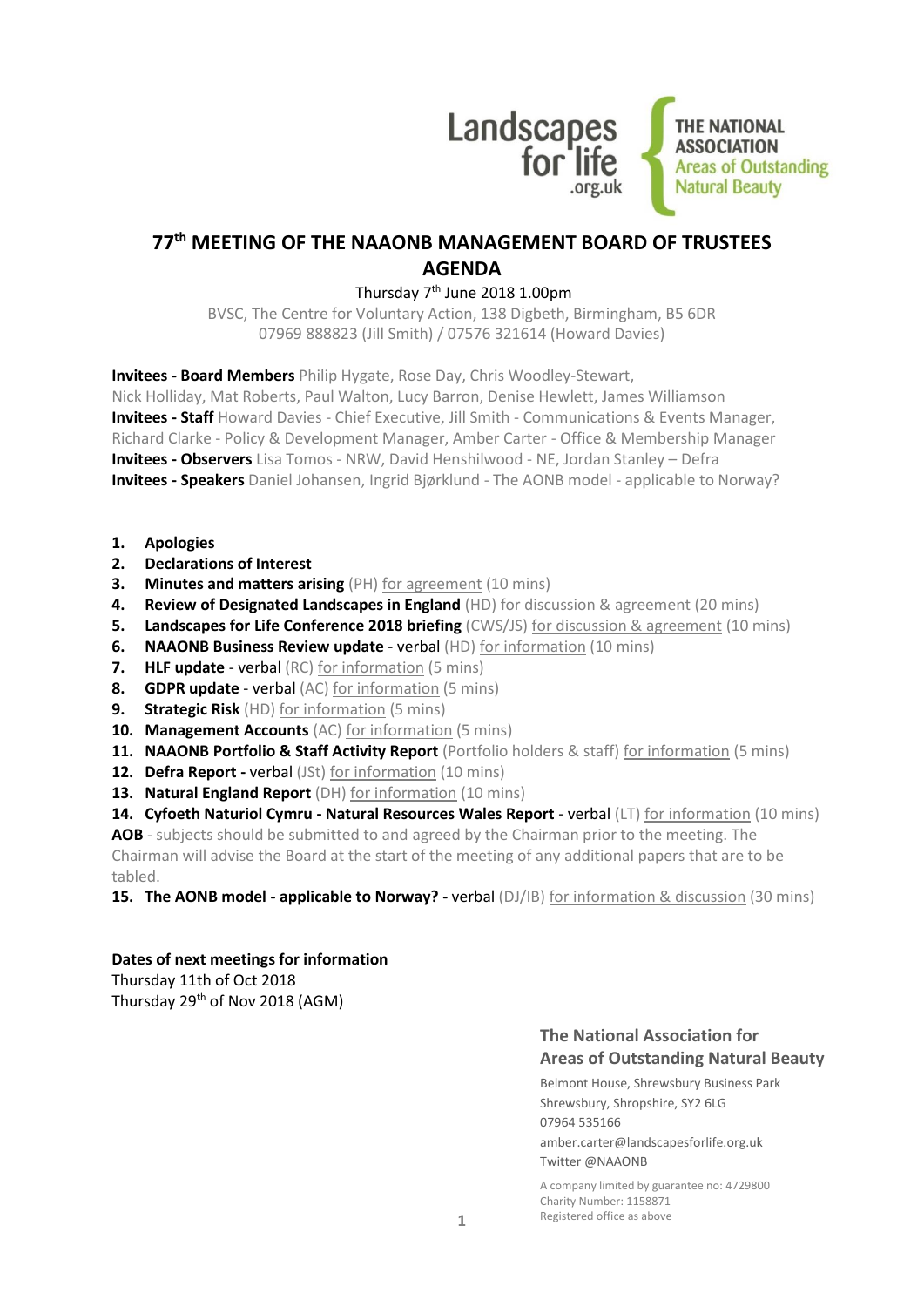Landscapes for life .org.uk

THE NATIONAL ASSOCIATION Areas of Outstanding Natural Beauty

# 77th MEETING OF THE NAAONB MANAGEMENT BOARD OF TRUSTEES AGENDA

Thursday 7th June 2018 1.00pm

BVSC, The Centre for Voluntary Action, 138 Digbeth, Birmingham, B5 6DR
07969 888823 (Jill Smith) / 07576 321614 (Howard Davies)

**Invitees - Board Members** Philip Hygate, Rose Day, Chris Woodley-Stewart, Nick Holliday, Mat Roberts, Paul Walton, Lucy Barron, Denise Hewlett, James Williamson
**Invitees - Staff** Howard Davies - Chief Executive, Jill Smith - Communications & Events Manager, Richard Clarke - Policy & Development Manager, Amber Carter - Office & Membership Manager
**Invitees - Observers** Lisa Tomos - NRW, David Henshilwood - NE, Jordan Stanley – Defra
**Invitees - Speakers** Daniel Johansen, Ingrid Bjørklund - The AONB model - applicable to Norway?

1. **Apologies**
2. **Declarations of Interest**
3. **Minutes and matters arising** (PH) for agreement (10 mins)
4. **Review of Designated Landscapes in England** (HD) for discussion & agreement (20 mins)
5. **Landscapes for Life Conference 2018 briefing** (CWS/JS) for discussion & agreement (10 mins)
6. **NAAONB Business Review update** - verbal (HD) for information (10 mins)
7. **HLF update** - verbal (RC) for information (5 mins)
8. **GDPR update** - verbal (AC) for information (5 mins)
9. **Strategic Risk** (HD) for information (5 mins)
10. **Management Accounts** (AC) for information (5 mins)
11. **NAAONB Portfolio & Staff Activity Report** (Portfolio holders & staff) for information (5 mins)
12. **Defra Report -** verbal (JSt) for information (10 mins)
13. **Natural England Report** (DH) for information (10 mins)
14. **Cyfoeth Naturiol Cymru - Natural Resources Wales Report** - verbal (LT) for information (10 mins)

**AOB** - subjects should be submitted to and agreed by the Chairman prior to the meeting. The Chairman will advise the Board at the start of the meeting of any additional papers that are to be tabled.

15. **The AONB model - applicable to Norway? -** verbal (DJ/IB) for information & discussion (30 mins)

**Dates of next meetings for information**
Thursday 11th of Oct 2018
Thursday 29th of Nov 2018 (AGM)

**The National Association for Areas of Outstanding Natural Beauty**
Belmont House, Shrewsbury Business Park
Shrewsbury, Shropshire, SY2 6LG
07964 535166
amber.carter@landscapesforlife.org.uk
Twitter @NAAONB

A company limited by guarantee no: 4729800
Charity Number: 1158871
Registered office as above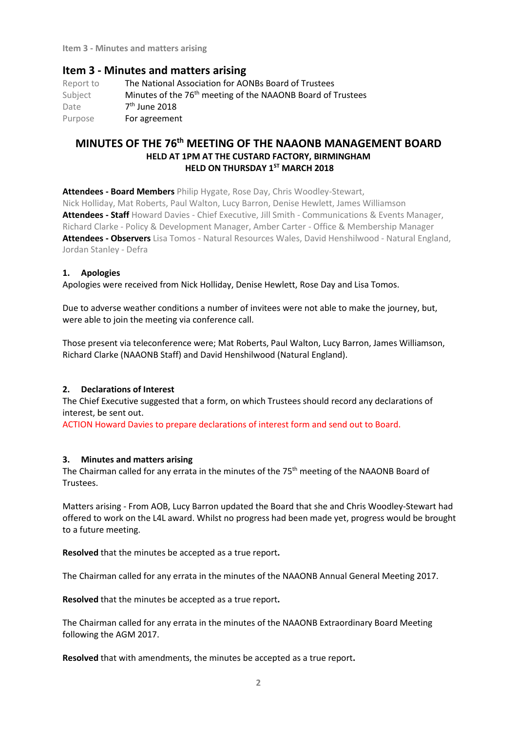## Item 3 - Minutes and matters arising

| | |
|---|---|
| Report to | The National Association for AONBs Board of Trustees |
| Subject | Minutes of the 76th meeting of the NAAONB Board of Trustees |
| Date | 7th June 2018 |
| Purpose | For agreement |

# MINUTES OF THE 76th MEETING OF THE NAAONB MANAGEMENT BOARD

### HELD AT 1PM AT THE CUSTARD FACTORY, BIRMINGHAM
### HELD ON THURSDAY 1ST MARCH 2018

**Attendees - Board Members** Philip Hygate, Rose Day, Chris Woodley-Stewart, Nick Holliday, Mat Roberts, Paul Walton, Lucy Barron, Denise Hewlett, James Williamson
**Attendees - Staff** Howard Davies - Chief Executive, Jill Smith - Communications & Events Manager, Richard Clarke - Policy & Development Manager, Amber Carter - Office & Membership Manager
**Attendees - Observers** Lisa Tomos - Natural Resources Wales, David Henshilwood - Natural England, Jordan Stanley - Defra

### 1. Apologies

Apologies were received from Nick Holliday, Denise Hewlett, Rose Day and Lisa Tomos.

Due to adverse weather conditions a number of invitees were not able to make the journey, but, were able to join the meeting via conference call.

Those present via teleconference were; Mat Roberts, Paul Walton, Lucy Barron, James Williamson, Richard Clarke (NAAONB Staff) and David Henshilwood (Natural England).

### 2. Declarations of Interest

The Chief Executive suggested that a form, on which Trustees should record any declarations of interest, be sent out.

ACTION Howard Davies to prepare declarations of interest form and send out to Board.

### 3. Minutes and matters arising

The Chairman called for any errata in the minutes of the 75th meeting of the NAAONB Board of Trustees.

Matters arising - From AOB, Lucy Barron updated the Board that she and Chris Woodley-Stewart had offered to work on the L4L award. Whilst no progress had been made yet, progress would be brought to a future meeting.

**Resolved** that the minutes be accepted as a true report**.**

The Chairman called for any errata in the minutes of the NAAONB Annual General Meeting 2017.

**Resolved** that the minutes be accepted as a true report**.**

The Chairman called for any errata in the minutes of the NAAONB Extraordinary Board Meeting following the AGM 2017.

**Resolved** that with amendments, the minutes be accepted as a true report**.**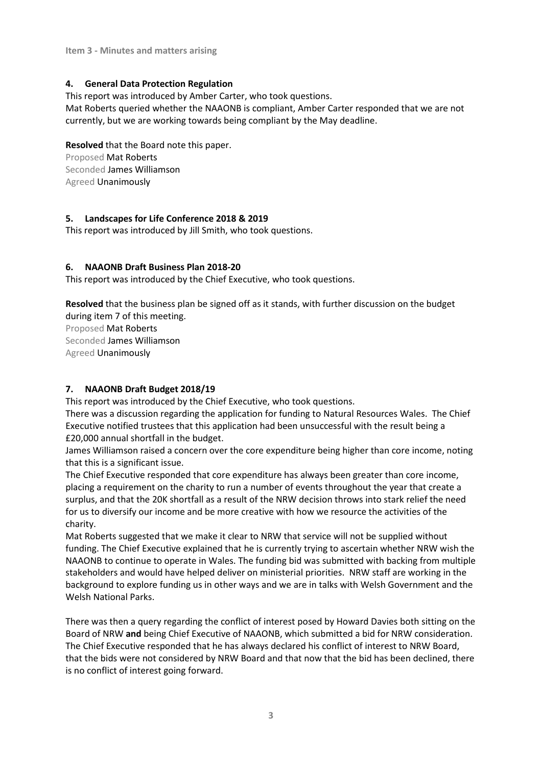**Item 3 - Minutes and matters arising**

### 4. General Data Protection Regulation

This report was introduced by Amber Carter, who took questions.
Mat Roberts queried whether the NAAONB is compliant, Amber Carter responded that we are not currently, but we are working towards being compliant by the May deadline.

**Resolved** that the Board note this paper.
Proposed Mat Roberts
Seconded James Williamson
Agreed Unanimously

### 5. Landscapes for Life Conference 2018 & 2019

This report was introduced by Jill Smith, who took questions.

### 6. NAAONB Draft Business Plan 2018-20

This report was introduced by the Chief Executive, who took questions.

**Resolved** that the business plan be signed off as it stands, with further discussion on the budget during item 7 of this meeting.
Proposed Mat Roberts
Seconded James Williamson
Agreed Unanimously

### 7. NAAONB Draft Budget 2018/19

This report was introduced by the Chief Executive, who took questions.
There was a discussion regarding the application for funding to Natural Resources Wales. The Chief Executive notified trustees that this application had been unsuccessful with the result being a £20,000 annual shortfall in the budget.
James Williamson raised a concern over the core expenditure being higher than core income, noting that this is a significant issue.
The Chief Executive responded that core expenditure has always been greater than core income, placing a requirement on the charity to run a number of events throughout the year that create a surplus, and that the 20K shortfall as a result of the NRW decision throws into stark relief the need for us to diversify our income and be more creative with how we resource the activities of the charity.
Mat Roberts suggested that we make it clear to NRW that service will not be supplied without funding. The Chief Executive explained that he is currently trying to ascertain whether NRW wish the NAAONB to continue to operate in Wales. The funding bid was submitted with backing from multiple stakeholders and would have helped deliver on ministerial priorities. NRW staff are working in the background to explore funding us in other ways and we are in talks with Welsh Government and the Welsh National Parks.

There was then a query regarding the conflict of interest posed by Howard Davies both sitting on the Board of NRW **and** being Chief Executive of NAAONB, which submitted a bid for NRW consideration. The Chief Executive responded that he has always declared his conflict of interest to NRW Board, that the bids were not considered by NRW Board and that now that the bid has been declined, there is no conflict of interest going forward.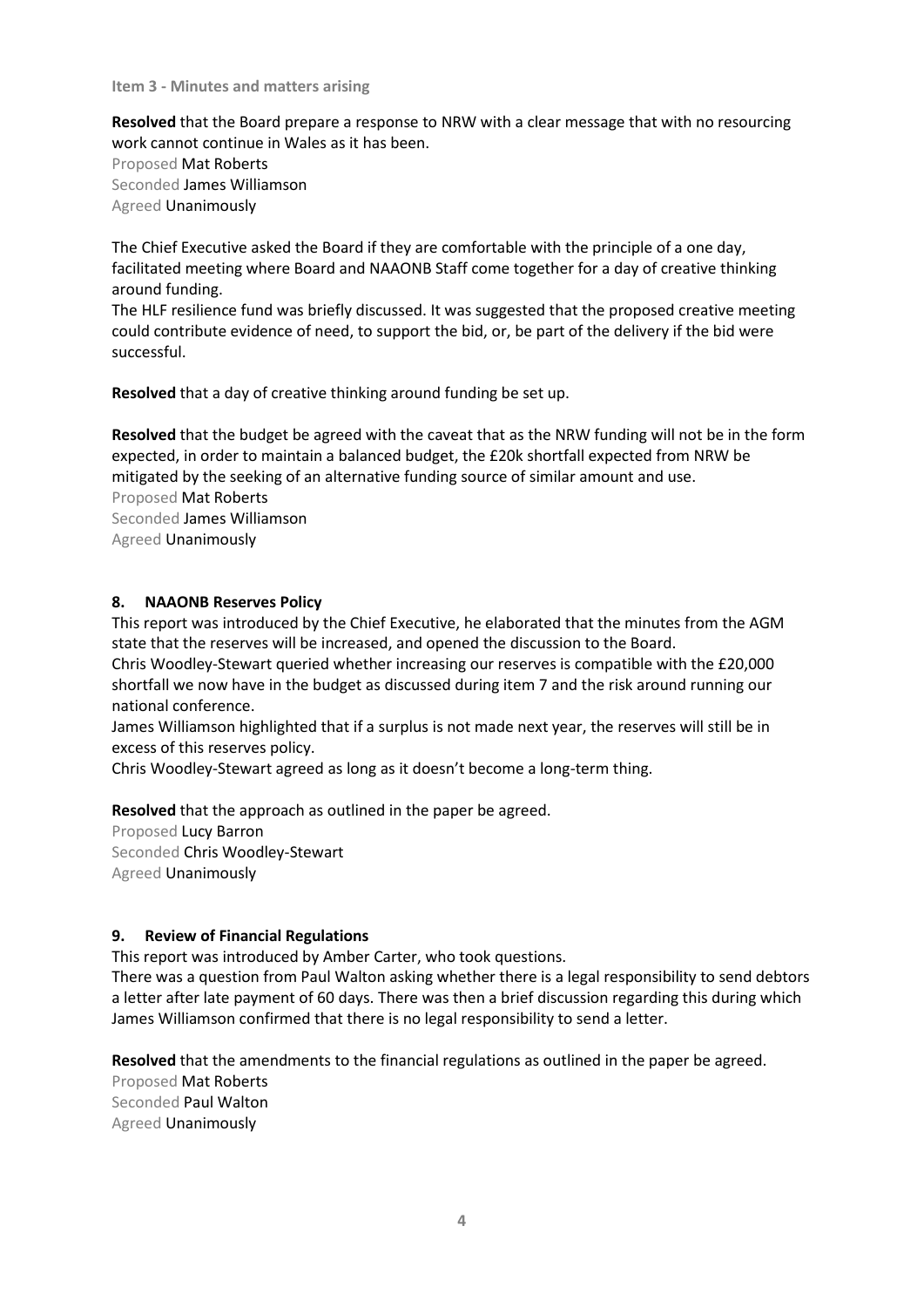**Item 3 - Minutes and matters arising**

**Resolved** that the Board prepare a response to NRW with a clear message that with no resourcing work cannot continue in Wales as it has been.
Proposed Mat Roberts
Seconded James Williamson
Agreed Unanimously

The Chief Executive asked the Board if they are comfortable with the principle of a one day, facilitated meeting where Board and NAAONB Staff come together for a day of creative thinking around funding.
The HLF resilience fund was briefly discussed. It was suggested that the proposed creative meeting could contribute evidence of need, to support the bid, or, be part of the delivery if the bid were successful.

**Resolved** that a day of creative thinking around funding be set up.

**Resolved** that the budget be agreed with the caveat that as the NRW funding will not be in the form expected, in order to maintain a balanced budget, the £20k shortfall expected from NRW be mitigated by the seeking of an alternative funding source of similar amount and use.
Proposed Mat Roberts
Seconded James Williamson
Agreed Unanimously

### 8. NAAONB Reserves Policy

This report was introduced by the Chief Executive, he elaborated that the minutes from the AGM state that the reserves will be increased, and opened the discussion to the Board.
Chris Woodley-Stewart queried whether increasing our reserves is compatible with the £20,000 shortfall we now have in the budget as discussed during item 7 and the risk around running our national conference.
James Williamson highlighted that if a surplus is not made next year, the reserves will still be in excess of this reserves policy.
Chris Woodley-Stewart agreed as long as it doesn't become a long-term thing.

**Resolved** that the approach as outlined in the paper be agreed.
Proposed Lucy Barron
Seconded Chris Woodley-Stewart
Agreed Unanimously

### 9. Review of Financial Regulations

This report was introduced by Amber Carter, who took questions.
There was a question from Paul Walton asking whether there is a legal responsibility to send debtors a letter after late payment of 60 days. There was then a brief discussion regarding this during which James Williamson confirmed that there is no legal responsibility to send a letter.

**Resolved** that the amendments to the financial regulations as outlined in the paper be agreed.
Proposed Mat Roberts
Seconded Paul Walton
Agreed Unanimously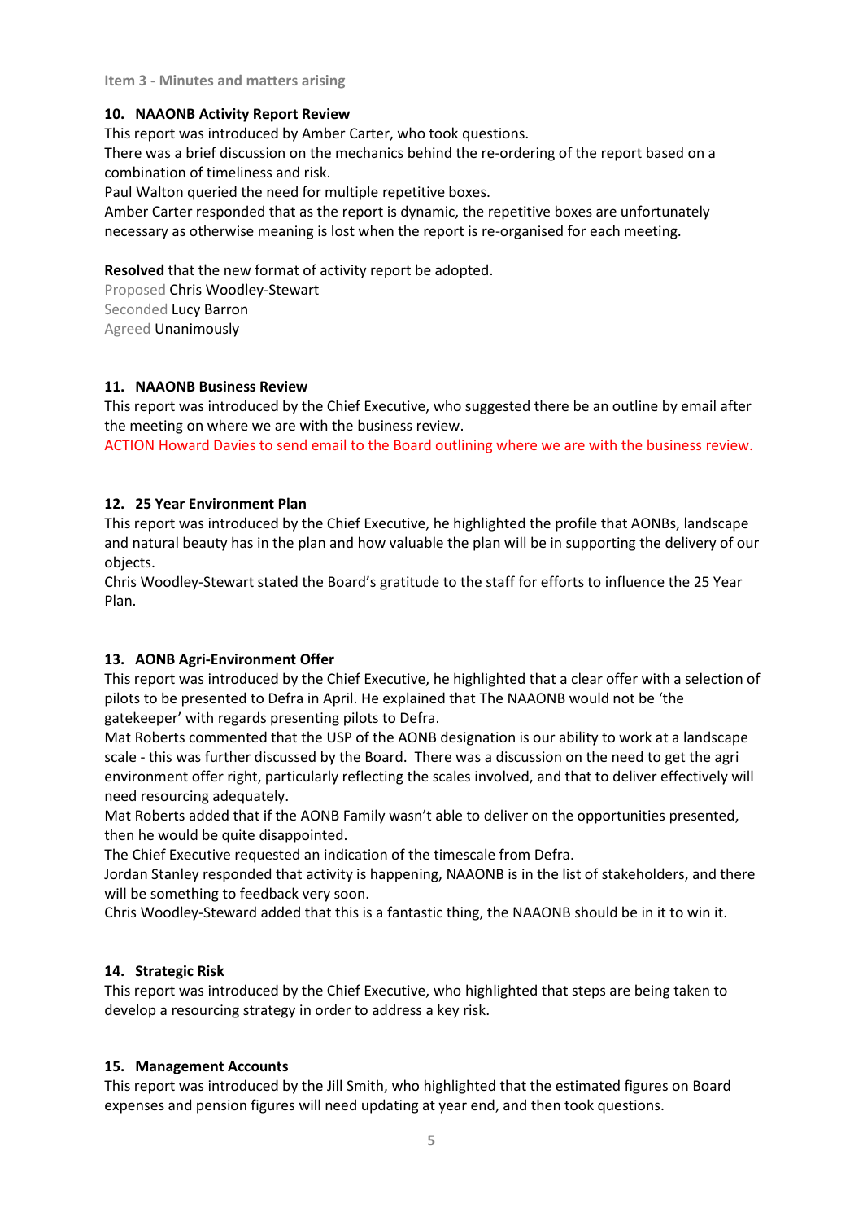Item 3 - Minutes and matters arising

### 10. NAAONB Activity Report Review

This report was introduced by Amber Carter, who took questions.
There was a brief discussion on the mechanics behind the re-ordering of the report based on a combination of timeliness and risk.
Paul Walton queried the need for multiple repetitive boxes.
Amber Carter responded that as the report is dynamic, the repetitive boxes are unfortunately necessary as otherwise meaning is lost when the report is re-organised for each meeting.

**Resolved** that the new format of activity report be adopted.
Proposed Chris Woodley-Stewart
Seconded Lucy Barron
Agreed Unanimously

### 11. NAAONB Business Review

This report was introduced by the Chief Executive, who suggested there be an outline by email after the meeting on where we are with the business review.
ACTION Howard Davies to send email to the Board outlining where we are with the business review.

### 12. 25 Year Environment Plan

This report was introduced by the Chief Executive, he highlighted the profile that AONBs, landscape and natural beauty has in the plan and how valuable the plan will be in supporting the delivery of our objects.
Chris Woodley-Stewart stated the Board's gratitude to the staff for efforts to influence the 25 Year Plan.

### 13. AONB Agri-Environment Offer

This report was introduced by the Chief Executive, he highlighted that a clear offer with a selection of pilots to be presented to Defra in April. He explained that The NAAONB would not be 'the gatekeeper' with regards presenting pilots to Defra.
Mat Roberts commented that the USP of the AONB designation is our ability to work at a landscape scale - this was further discussed by the Board. There was a discussion on the need to get the agri environment offer right, particularly reflecting the scales involved, and that to deliver effectively will need resourcing adequately.
Mat Roberts added that if the AONB Family wasn't able to deliver on the opportunities presented, then he would be quite disappointed.
The Chief Executive requested an indication of the timescale from Defra.
Jordan Stanley responded that activity is happening, NAAONB is in the list of stakeholders, and there will be something to feedback very soon.
Chris Woodley-Steward added that this is a fantastic thing, the NAAONB should be in it to win it.

### 14. Strategic Risk

This report was introduced by the Chief Executive, who highlighted that steps are being taken to develop a resourcing strategy in order to address a key risk.

### 15. Management Accounts

This report was introduced by the Jill Smith, who highlighted that the estimated figures on Board expenses and pension figures will need updating at year end, and then took questions.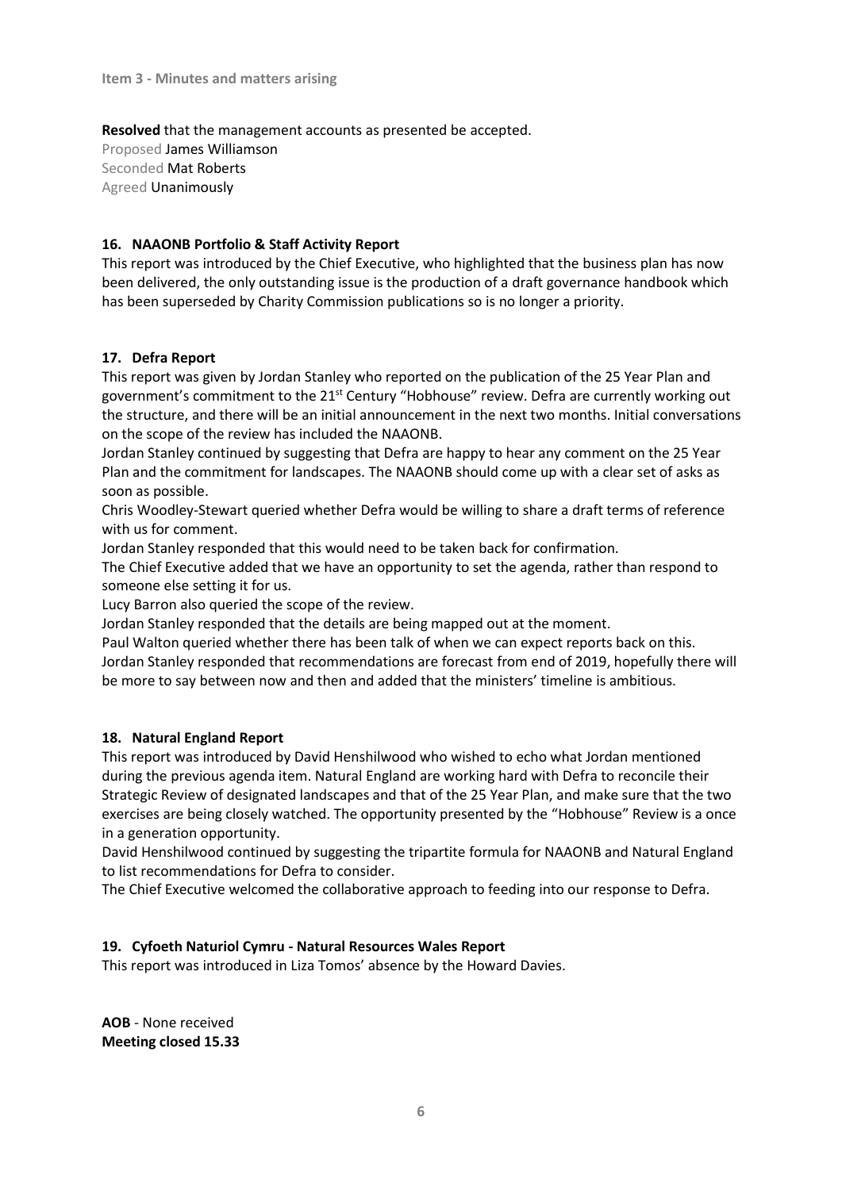**Item 3 - Minutes and matters arising**

**Resolved** that the management accounts as presented be accepted.
Proposed James Williamson
Seconded Mat Roberts
Agreed Unanimously

**16. NAAONB Portfolio & Staff Activity Report**

This report was introduced by the Chief Executive, who highlighted that the business plan has now been delivered, the only outstanding issue is the production of a draft governance handbook which has been superseded by Charity Commission publications so is no longer a priority.

**17. Defra Report**

This report was given by Jordan Stanley who reported on the publication of the 25 Year Plan and government's commitment to the 21st Century "Hobhouse" review. Defra are currently working out the structure, and there will be an initial announcement in the next two months. Initial conversations on the scope of the review has included the NAAONB.

Jordan Stanley continued by suggesting that Defra are happy to hear any comment on the 25 Year Plan and the commitment for landscapes. The NAAONB should come up with a clear set of asks as soon as possible.

Chris Woodley-Stewart queried whether Defra would be willing to share a draft terms of reference with us for comment.

Jordan Stanley responded that this would need to be taken back for confirmation.

The Chief Executive added that we have an opportunity to set the agenda, rather than respond to someone else setting it for us.

Lucy Barron also queried the scope of the review.

Jordan Stanley responded that the details are being mapped out at the moment.

Paul Walton queried whether there has been talk of when we can expect reports back on this.

Jordan Stanley responded that recommendations are forecast from end of 2019, hopefully there will be more to say between now and then and added that the ministers' timeline is ambitious.

**18. Natural England Report**

This report was introduced by David Henshilwood who wished to echo what Jordan mentioned during the previous agenda item. Natural England are working hard with Defra to reconcile their Strategic Review of designated landscapes and that of the 25 Year Plan, and make sure that the two exercises are being closely watched. The opportunity presented by the "Hobhouse" Review is a once in a generation opportunity.

David Henshilwood continued by suggesting the tripartite formula for NAAONB and Natural England to list recommendations for Defra to consider.

The Chief Executive welcomed the collaborative approach to feeding into our response to Defra.

**19. Cyfoeth Naturiol Cymru - Natural Resources Wales Report**

This report was introduced in Liza Tomos' absence by the Howard Davies.

**AOB** - None received

**Meeting closed 15.33**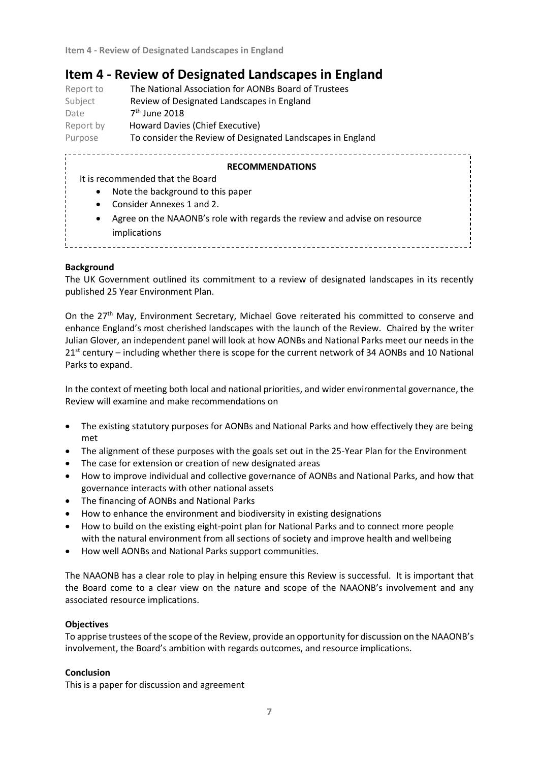# Item 4 - Review of Designated Landscapes in England

| | |
|---|---|
| Report to | The National Association for AONBs Board of Trustees |
| Subject | Review of Designated Landscapes in England |
| Date | 7th June 2018 |
| Report by | Howard Davies (Chief Executive) |
| Purpose | To consider the Review of Designated Landscapes in England |

**RECOMMENDATIONS**

It is recommended that the Board

- Note the background to this paper
- Consider Annexes 1 and 2.
- Agree on the NAAONB's role with regards the review and advise on resource implications

**Background**

The UK Government outlined its commitment to a review of designated landscapes in its recently published 25 Year Environment Plan.

On the 27th May, Environment Secretary, Michael Gove reiterated his committed to conserve and enhance England's most cherished landscapes with the launch of the Review. Chaired by the writer Julian Glover, an independent panel will look at how AONBs and National Parks meet our needs in the 21st century – including whether there is scope for the current network of 34 AONBs and 10 National Parks to expand.

In the context of meeting both local and national priorities, and wider environmental governance, the Review will examine and make recommendations on

- The existing statutory purposes for AONBs and National Parks and how effectively they are being met
- The alignment of these purposes with the goals set out in the 25-Year Plan for the Environment
- The case for extension or creation of new designated areas
- How to improve individual and collective governance of AONBs and National Parks, and how that governance interacts with other national assets
- The financing of AONBs and National Parks
- How to enhance the environment and biodiversity in existing designations
- How to build on the existing eight-point plan for National Parks and to connect more people with the natural environment from all sections of society and improve health and wellbeing
- How well AONBs and National Parks support communities.

The NAAONB has a clear role to play in helping ensure this Review is successful. It is important that the Board come to a clear view on the nature and scope of the NAAONB's involvement and any associated resource implications.

**Objectives**

To apprise trustees of the scope of the Review, provide an opportunity for discussion on the NAAONB's involvement, the Board's ambition with regards outcomes, and resource implications.

**Conclusion**

This is a paper for discussion and agreement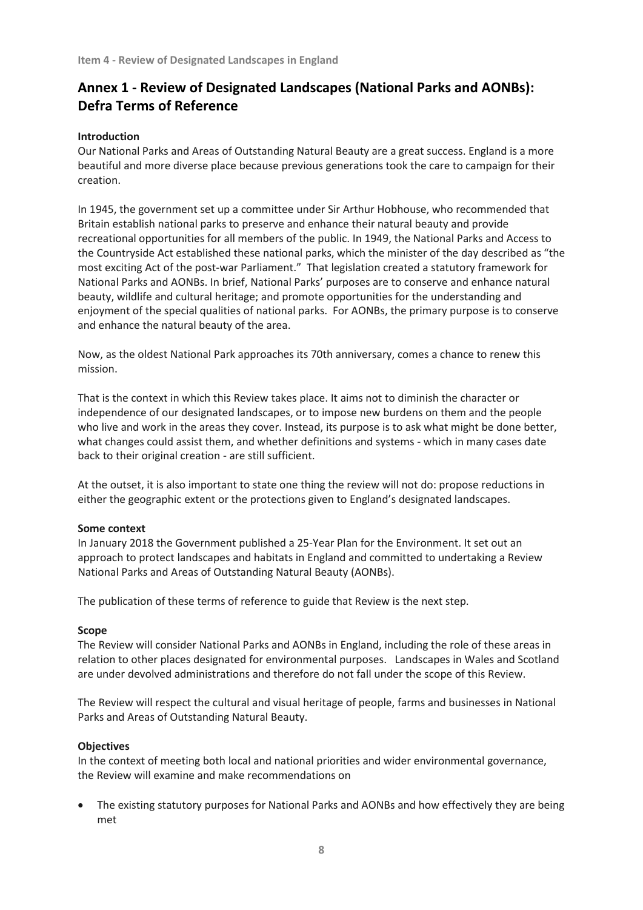Item 4 - Review of Designated Landscapes in England

## Annex 1 - Review of Designated Landscapes (National Parks and AONBs): Defra Terms of Reference

**Introduction**

Our National Parks and Areas of Outstanding Natural Beauty are a great success. England is a more beautiful and more diverse place because previous generations took the care to campaign for their creation.

In 1945, the government set up a committee under Sir Arthur Hobhouse, who recommended that Britain establish national parks to preserve and enhance their natural beauty and provide recreational opportunities for all members of the public. In 1949, the National Parks and Access to the Countryside Act established these national parks, which the minister of the day described as "the most exciting Act of the post-war Parliament." That legislation created a statutory framework for National Parks and AONBs. In brief, National Parks' purposes are to conserve and enhance natural beauty, wildlife and cultural heritage; and promote opportunities for the understanding and enjoyment of the special qualities of national parks. For AONBs, the primary purpose is to conserve and enhance the natural beauty of the area.

Now, as the oldest National Park approaches its 70th anniversary, comes a chance to renew this mission.

That is the context in which this Review takes place. It aims not to diminish the character or independence of our designated landscapes, or to impose new burdens on them and the people who live and work in the areas they cover. Instead, its purpose is to ask what might be done better, what changes could assist them, and whether definitions and systems - which in many cases date back to their original creation - are still sufficient.

At the outset, it is also important to state one thing the review will not do: propose reductions in either the geographic extent or the protections given to England's designated landscapes.

**Some context**

In January 2018 the Government published a 25-Year Plan for the Environment. It set out an approach to protect landscapes and habitats in England and committed to undertaking a Review National Parks and Areas of Outstanding Natural Beauty (AONBs).

The publication of these terms of reference to guide that Review is the next step.

**Scope**

The Review will consider National Parks and AONBs in England, including the role of these areas in relation to other places designated for environmental purposes. Landscapes in Wales and Scotland are under devolved administrations and therefore do not fall under the scope of this Review.

The Review will respect the cultural and visual heritage of people, farms and businesses in National Parks and Areas of Outstanding Natural Beauty.

**Objectives**

In the context of meeting both local and national priorities and wider environmental governance, the Review will examine and make recommendations on

- The existing statutory purposes for National Parks and AONBs and how effectively they are being met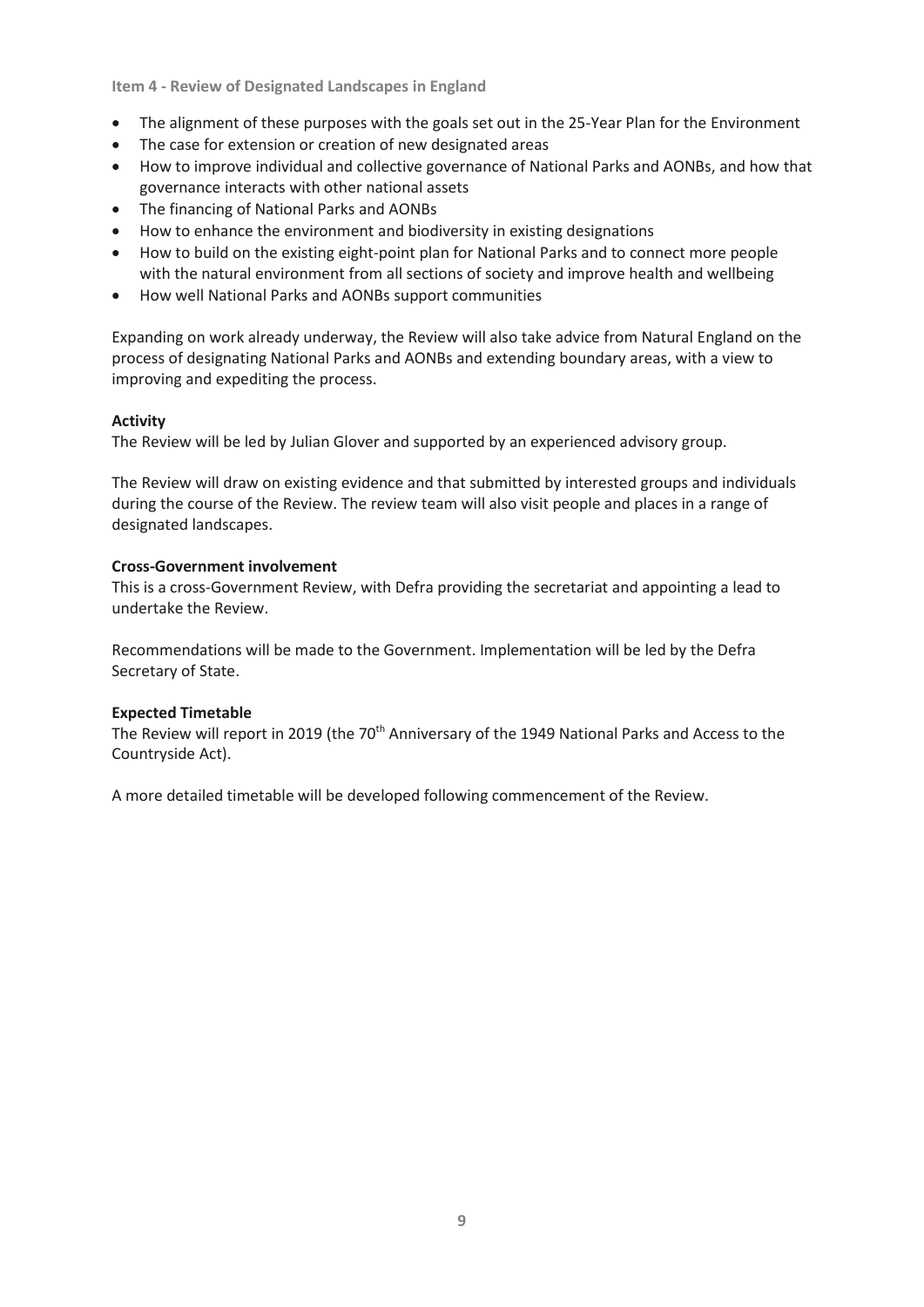**Item 4 - Review of Designated Landscapes in England**

- The alignment of these purposes with the goals set out in the 25-Year Plan for the Environment
- The case for extension or creation of new designated areas
- How to improve individual and collective governance of National Parks and AONBs, and how that governance interacts with other national assets
- The financing of National Parks and AONBs
- How to enhance the environment and biodiversity in existing designations
- How to build on the existing eight-point plan for National Parks and to connect more people with the natural environment from all sections of society and improve health and wellbeing
- How well National Parks and AONBs support communities

Expanding on work already underway, the Review will also take advice from Natural England on the process of designating National Parks and AONBs and extending boundary areas, with a view to improving and expediting the process.

**Activity**

The Review will be led by Julian Glover and supported by an experienced advisory group.

The Review will draw on existing evidence and that submitted by interested groups and individuals during the course of the Review. The review team will also visit people and places in a range of designated landscapes.

**Cross-Government involvement**

This is a cross-Government Review, with Defra providing the secretariat and appointing a lead to undertake the Review.

Recommendations will be made to the Government. Implementation will be led by the Defra Secretary of State.

**Expected Timetable**

The Review will report in 2019 (the 70th Anniversary of the 1949 National Parks and Access to the Countryside Act).

A more detailed timetable will be developed following commencement of the Review.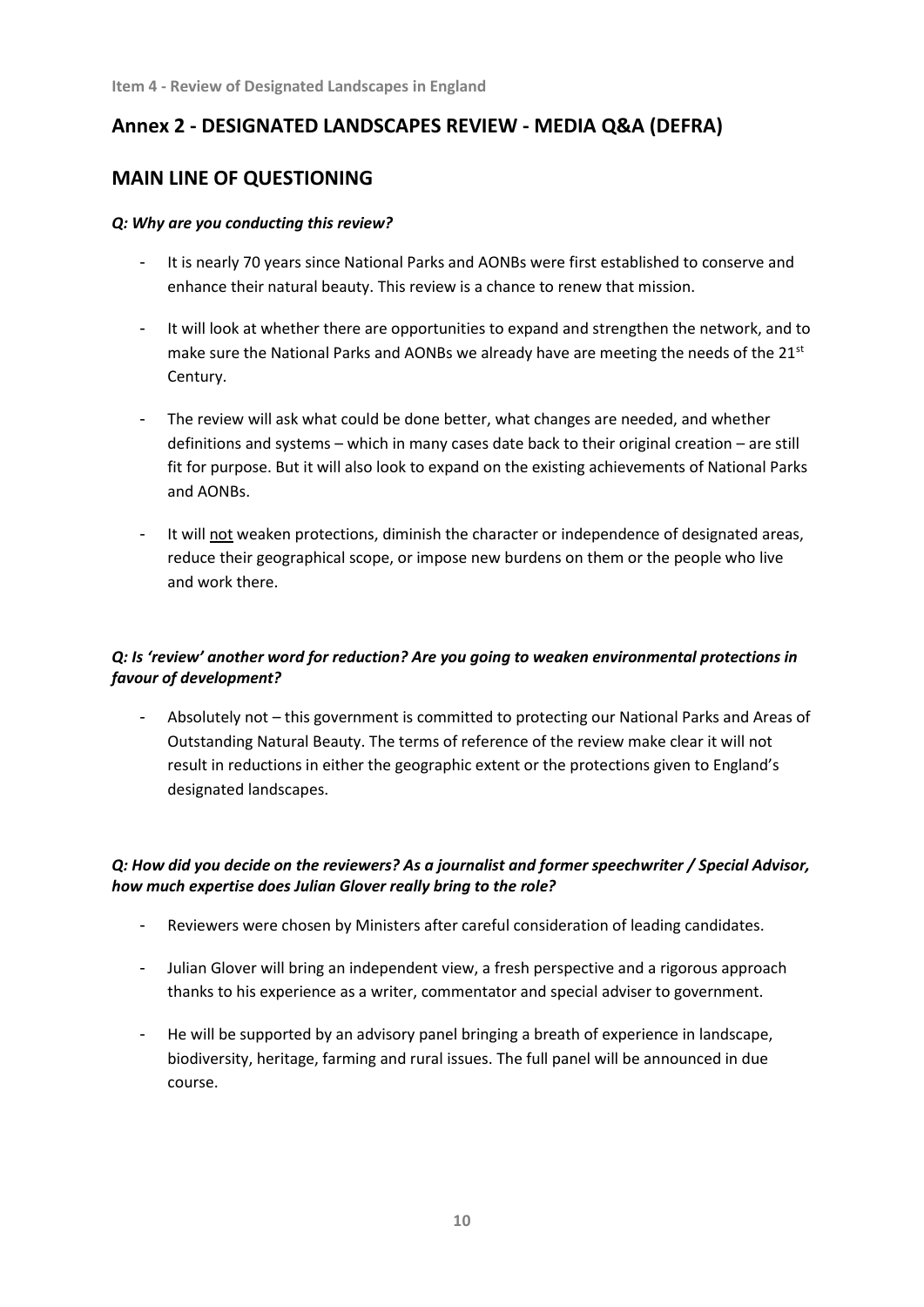Item 4 - Review of Designated Landscapes in England

## Annex 2 - DESIGNATED LANDSCAPES REVIEW - MEDIA Q&A (DEFRA)

## MAIN LINE OF QUESTIONING

***Q: Why are you conducting this review?***

- It is nearly 70 years since National Parks and AONBs were first established to conserve and enhance their natural beauty. This review is a chance to renew that mission.
- It will look at whether there are opportunities to expand and strengthen the network, and to make sure the National Parks and AONBs we already have are meeting the needs of the 21st Century.
- The review will ask what could be done better, what changes are needed, and whether definitions and systems – which in many cases date back to their original creation – are still fit for purpose. But it will also look to expand on the existing achievements of National Parks and AONBs.
- It will not weaken protections, diminish the character or independence of designated areas, reduce their geographical scope, or impose new burdens on them or the people who live and work there.

***Q: Is 'review' another word for reduction? Are you going to weaken environmental protections in favour of development?***

- Absolutely not – this government is committed to protecting our National Parks and Areas of Outstanding Natural Beauty. The terms of reference of the review make clear it will not result in reductions in either the geographic extent or the protections given to England's designated landscapes.

***Q: How did you decide on the reviewers? As a journalist and former speechwriter / Special Advisor, how much expertise does Julian Glover really bring to the role?***

- Reviewers were chosen by Ministers after careful consideration of leading candidates.
- Julian Glover will bring an independent view, a fresh perspective and a rigorous approach thanks to his experience as a writer, commentator and special adviser to government.
- He will be supported by an advisory panel bringing a breath of experience in landscape, biodiversity, heritage, farming and rural issues. The full panel will be announced in due course.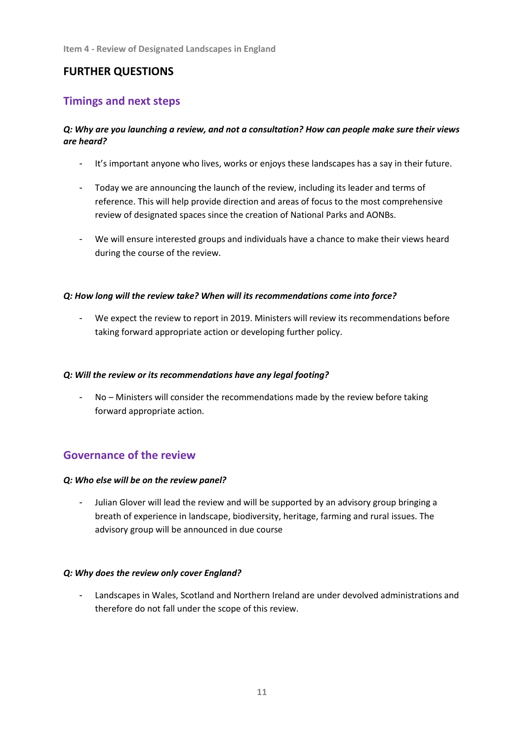Item 4 - Review of Designated Landscapes in England

## FURTHER QUESTIONS

### Timings and next steps

***Q: Why are you launching a review, and not a consultation? How can people make sure their views are heard?***

- It's important anyone who lives, works or enjoys these landscapes has a say in their future.
- Today we are announcing the launch of the review, including its leader and terms of reference. This will help provide direction and areas of focus to the most comprehensive review of designated spaces since the creation of National Parks and AONBs.
- We will ensure interested groups and individuals have a chance to make their views heard during the course of the review.

***Q: How long will the review take? When will its recommendations come into force?***

- We expect the review to report in 2019. Ministers will review its recommendations before taking forward appropriate action or developing further policy.

***Q: Will the review or its recommendations have any legal footing?***

- No – Ministers will consider the recommendations made by the review before taking forward appropriate action.

### Governance of the review

***Q: Who else will be on the review panel?***

- Julian Glover will lead the review and will be supported by an advisory group bringing a breath of experience in landscape, biodiversity, heritage, farming and rural issues. The advisory group will be announced in due course

***Q: Why does the review only cover England?***

- Landscapes in Wales, Scotland and Northern Ireland are under devolved administrations and therefore do not fall under the scope of this review.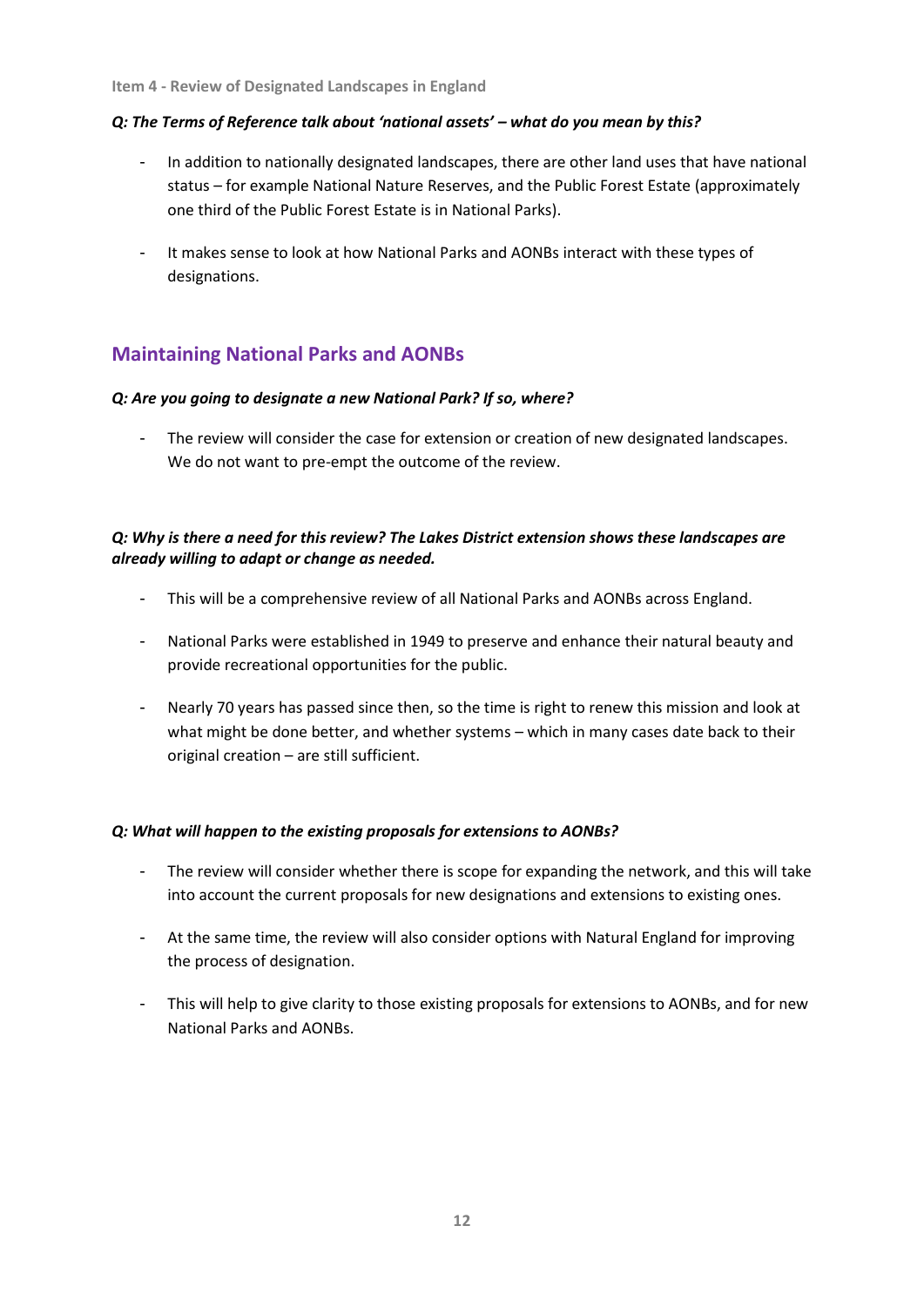Item 4 - Review of Designated Landscapes in England

***Q: The Terms of Reference talk about 'national assets' – what do you mean by this?***

- In addition to nationally designated landscapes, there are other land uses that have national status – for example National Nature Reserves, and the Public Forest Estate (approximately one third of the Public Forest Estate is in National Parks).

- It makes sense to look at how National Parks and AONBs interact with these types of designations.

## Maintaining National Parks and AONBs

***Q: Are you going to designate a new National Park? If so, where?***

- The review will consider the case for extension or creation of new designated landscapes. We do not want to pre-empt the outcome of the review.

***Q: Why is there a need for this review? The Lakes District extension shows these landscapes are already willing to adapt or change as needed.***

- This will be a comprehensive review of all National Parks and AONBs across England.

- National Parks were established in 1949 to preserve and enhance their natural beauty and provide recreational opportunities for the public.

- Nearly 70 years has passed since then, so the time is right to renew this mission and look at what might be done better, and whether systems – which in many cases date back to their original creation – are still sufficient.

***Q: What will happen to the existing proposals for extensions to AONBs?***

- The review will consider whether there is scope for expanding the network, and this will take into account the current proposals for new designations and extensions to existing ones.

- At the same time, the review will also consider options with Natural England for improving the process of designation.

- This will help to give clarity to those existing proposals for extensions to AONBs, and for new National Parks and AONBs.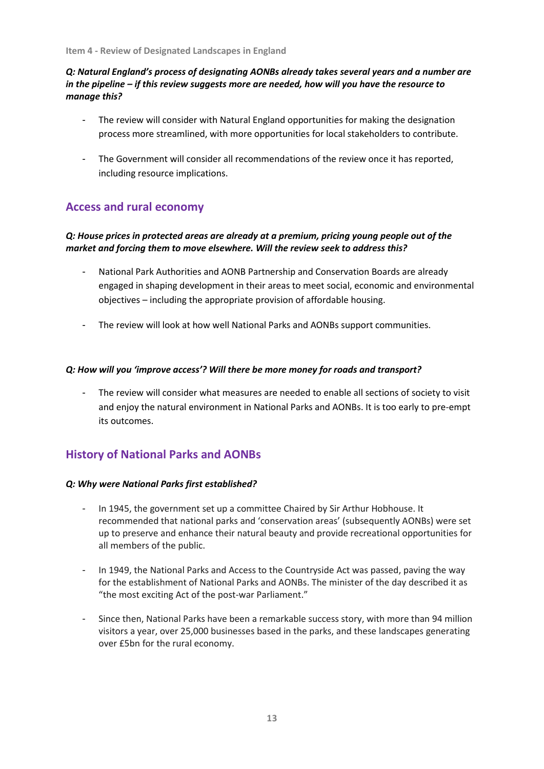Item 4 - Review of Designated Landscapes in England

***Q: Natural England's process of designating AONBs already takes several years and a number are in the pipeline – if this review suggests more are needed, how will you have the resource to manage this?***

- The review will consider with Natural England opportunities for making the designation process more streamlined, with more opportunities for local stakeholders to contribute.
- The Government will consider all recommendations of the review once it has reported, including resource implications.

## Access and rural economy

***Q: House prices in protected areas are already at a premium, pricing young people out of the market and forcing them to move elsewhere. Will the review seek to address this?***

- National Park Authorities and AONB Partnership and Conservation Boards are already engaged in shaping development in their areas to meet social, economic and environmental objectives – including the appropriate provision of affordable housing.
- The review will look at how well National Parks and AONBs support communities.

***Q: How will you 'improve access'? Will there be more money for roads and transport?***

- The review will consider what measures are needed to enable all sections of society to visit and enjoy the natural environment in National Parks and AONBs. It is too early to pre-empt its outcomes.

## History of National Parks and AONBs

***Q: Why were National Parks first established?***

- In 1945, the government set up a committee Chaired by Sir Arthur Hobhouse. It recommended that national parks and 'conservation areas' (subsequently AONBs) were set up to preserve and enhance their natural beauty and provide recreational opportunities for all members of the public.
- In 1949, the National Parks and Access to the Countryside Act was passed, paving the way for the establishment of National Parks and AONBs. The minister of the day described it as "the most exciting Act of the post-war Parliament."
- Since then, National Parks have been a remarkable success story, with more than 94 million visitors a year, over 25,000 businesses based in the parks, and these landscapes generating over £5bn for the rural economy.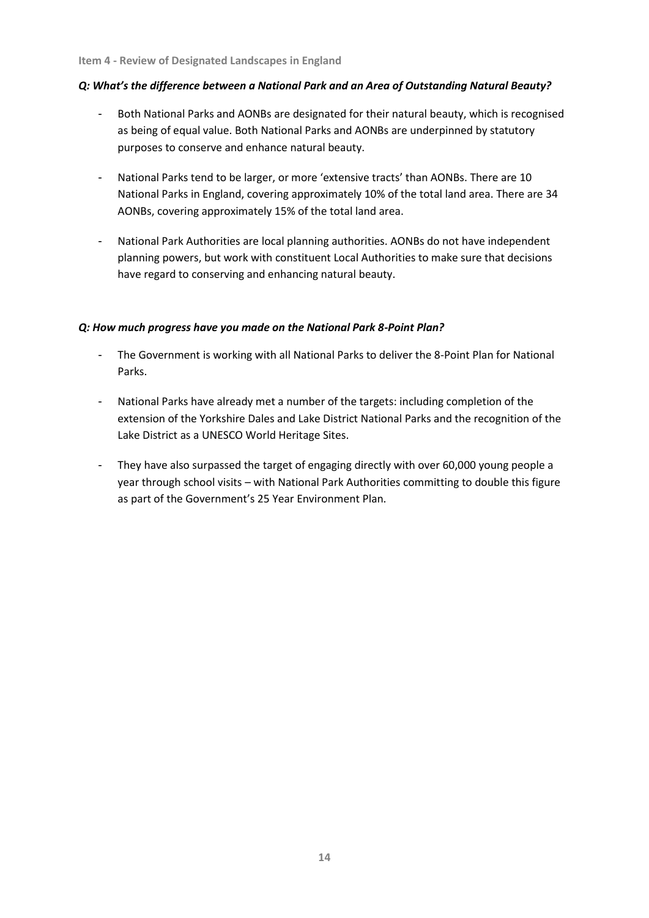**Item 4 - Review of Designated Landscapes in England**

***Q: What's the difference between a National Park and an Area of Outstanding Natural Beauty?***

- Both National Parks and AONBs are designated for their natural beauty, which is recognised as being of equal value. Both National Parks and AONBs are underpinned by statutory purposes to conserve and enhance natural beauty.

- National Parks tend to be larger, or more 'extensive tracts' than AONBs. There are 10 National Parks in England, covering approximately 10% of the total land area. There are 34 AONBs, covering approximately 15% of the total land area.

- National Park Authorities are local planning authorities. AONBs do not have independent planning powers, but work with constituent Local Authorities to make sure that decisions have regard to conserving and enhancing natural beauty.

***Q: How much progress have you made on the National Park 8-Point Plan?***

- The Government is working with all National Parks to deliver the 8-Point Plan for National Parks.

- National Parks have already met a number of the targets: including completion of the extension of the Yorkshire Dales and Lake District National Parks and the recognition of the Lake District as a UNESCO World Heritage Sites.

- They have also surpassed the target of engaging directly with over 60,000 young people a year through school visits – with National Park Authorities committing to double this figure as part of the Government's 25 Year Environment Plan.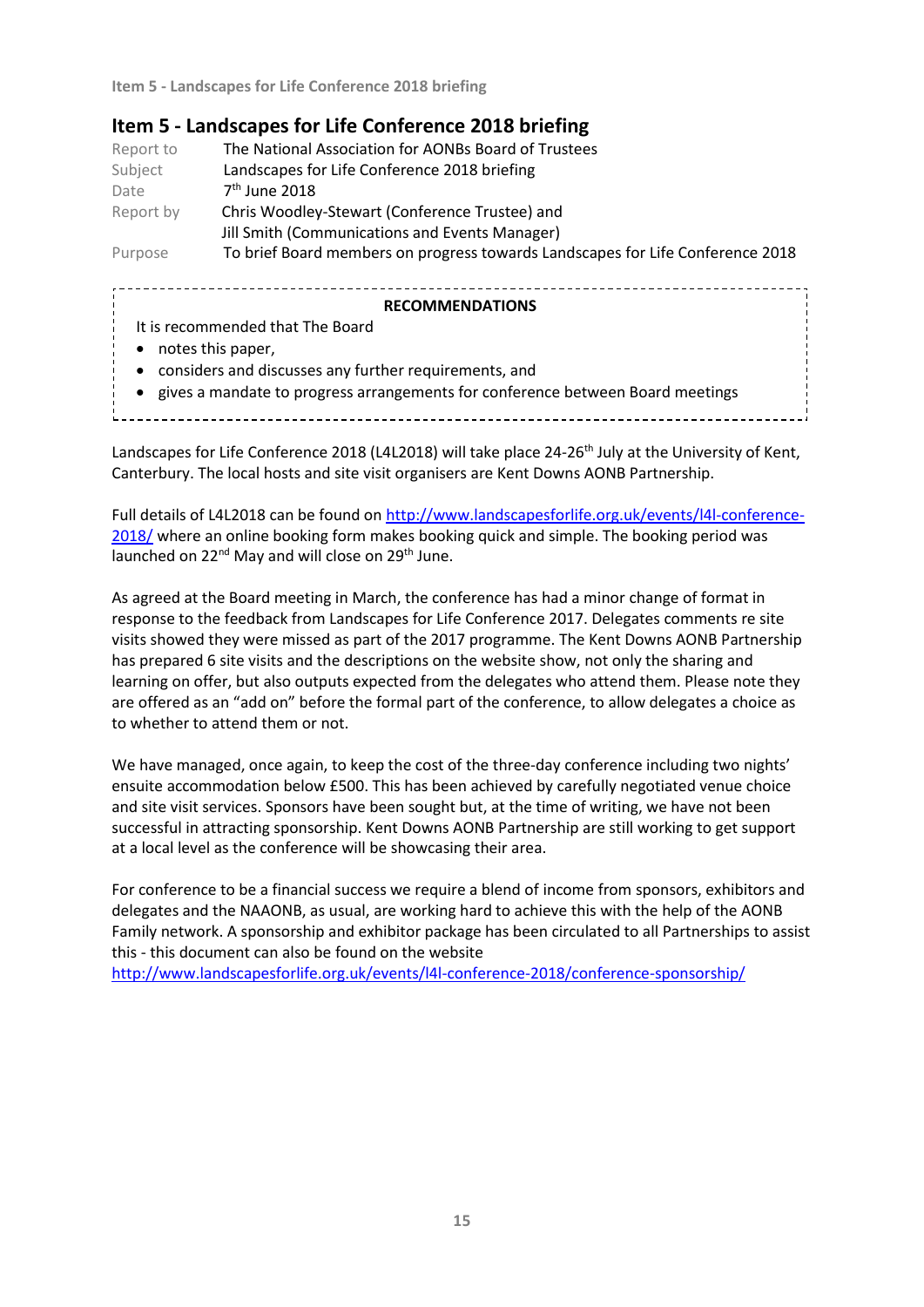## Item 5 - Landscapes for Life Conference 2018 briefing

| | |
|---|---|
| Report to | The National Association for AONBs Board of Trustees |
| Subject | Landscapes for Life Conference 2018 briefing |
| Date | 7th June 2018 |
| Report by | Chris Woodley-Stewart (Conference Trustee) and Jill Smith (Communications and Events Manager) |
| Purpose | To brief Board members on progress towards Landscapes for Life Conference 2018 |

**RECOMMENDATIONS**

It is recommended that The Board

- notes this paper,
- considers and discusses any further requirements, and
- gives a mandate to progress arrangements for conference between Board meetings

Landscapes for Life Conference 2018 (L4L2018) will take place 24-26th July at the University of Kent, Canterbury. The local hosts and site visit organisers are Kent Downs AONB Partnership.

Full details of L4L2018 can be found on http://www.landscapesforlife.org.uk/events/l4l-conference-2018/ where an online booking form makes booking quick and simple. The booking period was launched on 22nd May and will close on 29th June.

As agreed at the Board meeting in March, the conference has had a minor change of format in response to the feedback from Landscapes for Life Conference 2017. Delegates comments re site visits showed they were missed as part of the 2017 programme. The Kent Downs AONB Partnership has prepared 6 site visits and the descriptions on the website show, not only the sharing and learning on offer, but also outputs expected from the delegates who attend them. Please note they are offered as an "add on" before the formal part of the conference, to allow delegates a choice as to whether to attend them or not.

We have managed, once again, to keep the cost of the three-day conference including two nights' ensuite accommodation below £500. This has been achieved by carefully negotiated venue choice and site visit services. Sponsors have been sought but, at the time of writing, we have not been successful in attracting sponsorship. Kent Downs AONB Partnership are still working to get support at a local level as the conference will be showcasing their area.

For conference to be a financial success we require a blend of income from sponsors, exhibitors and delegates and the NAAONB, as usual, are working hard to achieve this with the help of the AONB Family network. A sponsorship and exhibitor package has been circulated to all Partnerships to assist this - this document can also be found on the website http://www.landscapesforlife.org.uk/events/l4l-conference-2018/conference-sponsorship/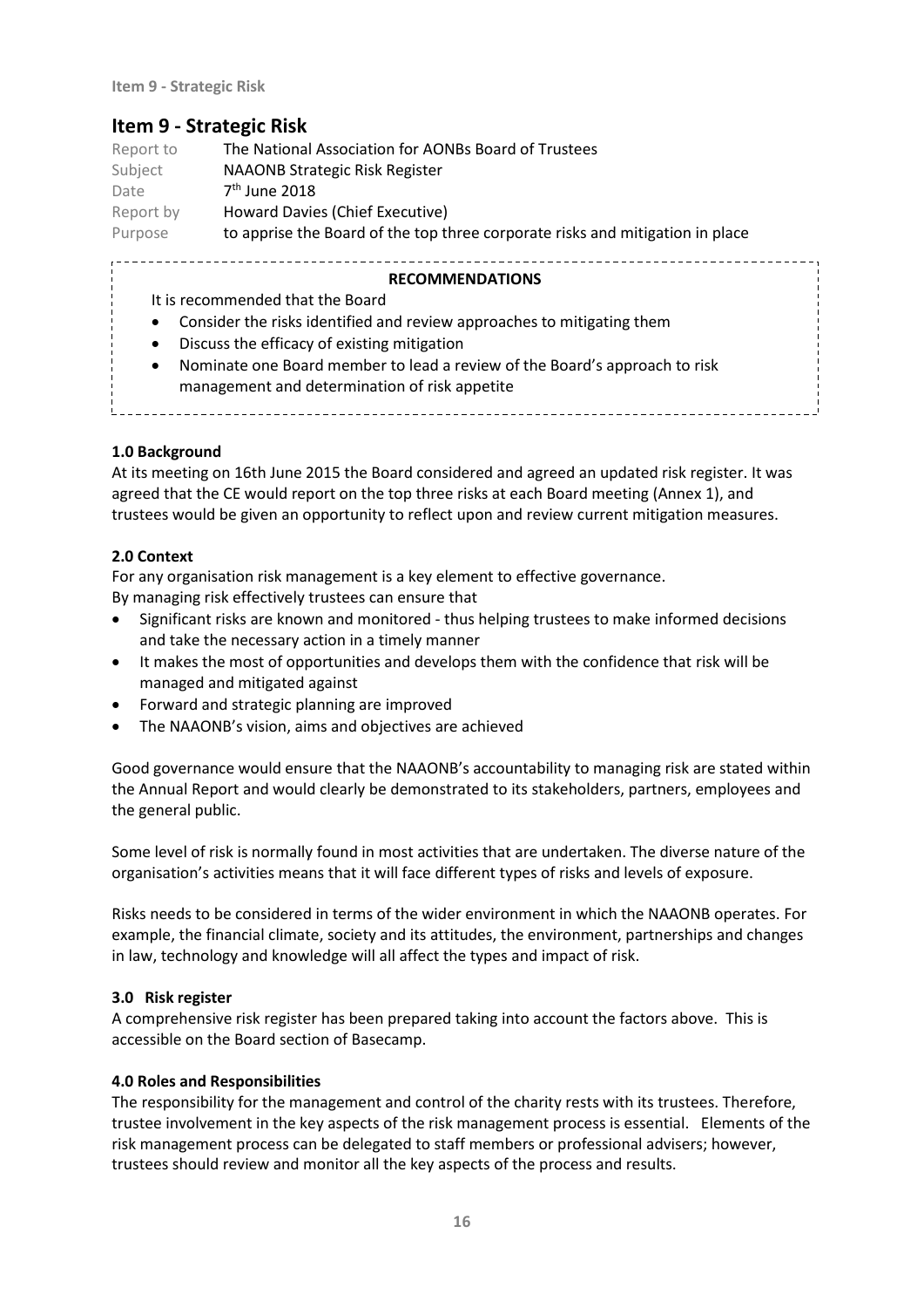## Item 9 - Strategic Risk

| | |
|---|---|
| Report to | The National Association for AONBs Board of Trustees |
| Subject | NAAONB Strategic Risk Register |
| Date | 7th June 2018 |
| Report by | Howard Davies (Chief Executive) |
| Purpose | to apprise the Board of the top three corporate risks and mitigation in place |

**RECOMMENDATIONS**

It is recommended that the Board

- Consider the risks identified and review approaches to mitigating them
- Discuss the efficacy of existing mitigation
- Nominate one Board member to lead a review of the Board's approach to risk management and determination of risk appetite

**1.0 Background**

At its meeting on 16th June 2015 the Board considered and agreed an updated risk register. It was agreed that the CE would report on the top three risks at each Board meeting (Annex 1), and trustees would be given an opportunity to reflect upon and review current mitigation measures.

**2.0 Context**

For any organisation risk management is a key element to effective governance.
By managing risk effectively trustees can ensure that

- Significant risks are known and monitored - thus helping trustees to make informed decisions and take the necessary action in a timely manner
- It makes the most of opportunities and develops them with the confidence that risk will be managed and mitigated against
- Forward and strategic planning are improved
- The NAAONB's vision, aims and objectives are achieved

Good governance would ensure that the NAAONB's accountability to managing risk are stated within the Annual Report and would clearly be demonstrated to its stakeholders, partners, employees and the general public.

Some level of risk is normally found in most activities that are undertaken. The diverse nature of the organisation's activities means that it will face different types of risks and levels of exposure.

Risks needs to be considered in terms of the wider environment in which the NAAONB operates. For example, the financial climate, society and its attitudes, the environment, partnerships and changes in law, technology and knowledge will all affect the types and impact of risk.

**3.0 Risk register**

A comprehensive risk register has been prepared taking into account the factors above. This is accessible on the Board section of Basecamp.

**4.0 Roles and Responsibilities**

The responsibility for the management and control of the charity rests with its trustees. Therefore, trustee involvement in the key aspects of the risk management process is essential. Elements of the risk management process can be delegated to staff members or professional advisers; however, trustees should review and monitor all the key aspects of the process and results.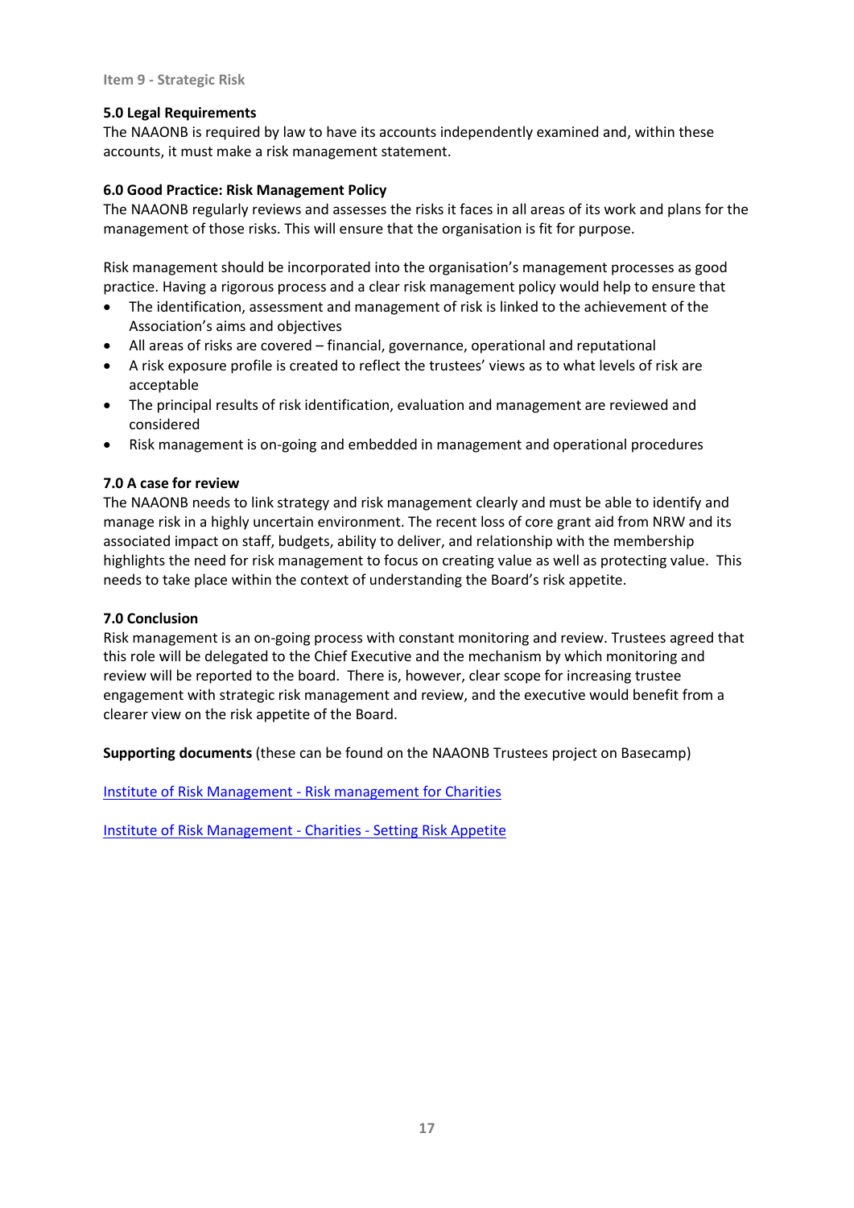Item 9 - Strategic Risk

### 5.0 Legal Requirements

The NAAONB is required by law to have its accounts independently examined and, within these accounts, it must make a risk management statement.

### 6.0 Good Practice: Risk Management Policy

The NAAONB regularly reviews and assesses the risks it faces in all areas of its work and plans for the management of those risks. This will ensure that the organisation is fit for purpose.

Risk management should be incorporated into the organisation's management processes as good practice. Having a rigorous process and a clear risk management policy would help to ensure that

- The identification, assessment and management of risk is linked to the achievement of the Association's aims and objectives
- All areas of risks are covered – financial, governance, operational and reputational
- A risk exposure profile is created to reflect the trustees' views as to what levels of risk are acceptable
- The principal results of risk identification, evaluation and management are reviewed and considered
- Risk management is on-going and embedded in management and operational procedures

### 7.0 A case for review

The NAAONB needs to link strategy and risk management clearly and must be able to identify and manage risk in a highly uncertain environment. The recent loss of core grant aid from NRW and its associated impact on staff, budgets, ability to deliver, and relationship with the membership highlights the need for risk management to focus on creating value as well as protecting value. This needs to take place within the context of understanding the Board's risk appetite.

### 7.0 Conclusion

Risk management is an on-going process with constant monitoring and review. Trustees agreed that this role will be delegated to the Chief Executive and the mechanism by which monitoring and review will be reported to the board. There is, however, clear scope for increasing trustee engagement with strategic risk management and review, and the executive would benefit from a clearer view on the risk appetite of the Board.

**Supporting documents** (these can be found on the NAAONB Trustees project on Basecamp)

Institute of Risk Management - Risk management for Charities

Institute of Risk Management - Charities - Setting Risk Appetite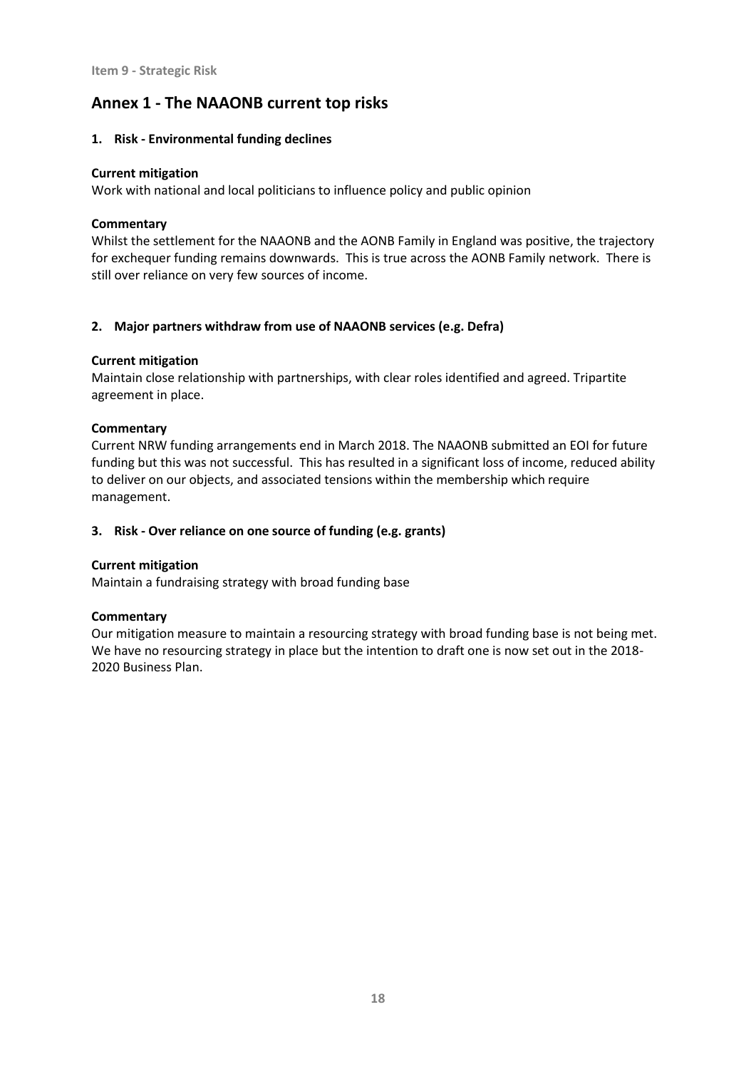Item 9 - Strategic Risk

## Annex 1 - The NAAONB current top risks

### 1. Risk - Environmental funding declines

**Current mitigation**

Work with national and local politicians to influence policy and public opinion

**Commentary**

Whilst the settlement for the NAAONB and the AONB Family in England was positive, the trajectory for exchequer funding remains downwards. This is true across the AONB Family network. There is still over reliance on very few sources of income.

### 2. Major partners withdraw from use of NAAONB services (e.g. Defra)

**Current mitigation**

Maintain close relationship with partnerships, with clear roles identified and agreed. Tripartite agreement in place.

**Commentary**

Current NRW funding arrangements end in March 2018. The NAAONB submitted an EOI for future funding but this was not successful. This has resulted in a significant loss of income, reduced ability to deliver on our objects, and associated tensions within the membership which require management.

### 3. Risk - Over reliance on one source of funding (e.g. grants)

**Current mitigation**

Maintain a fundraising strategy with broad funding base

**Commentary**

Our mitigation measure to maintain a resourcing strategy with broad funding base is not being met. We have no resourcing strategy in place but the intention to draft one is now set out in the 2018-2020 Business Plan.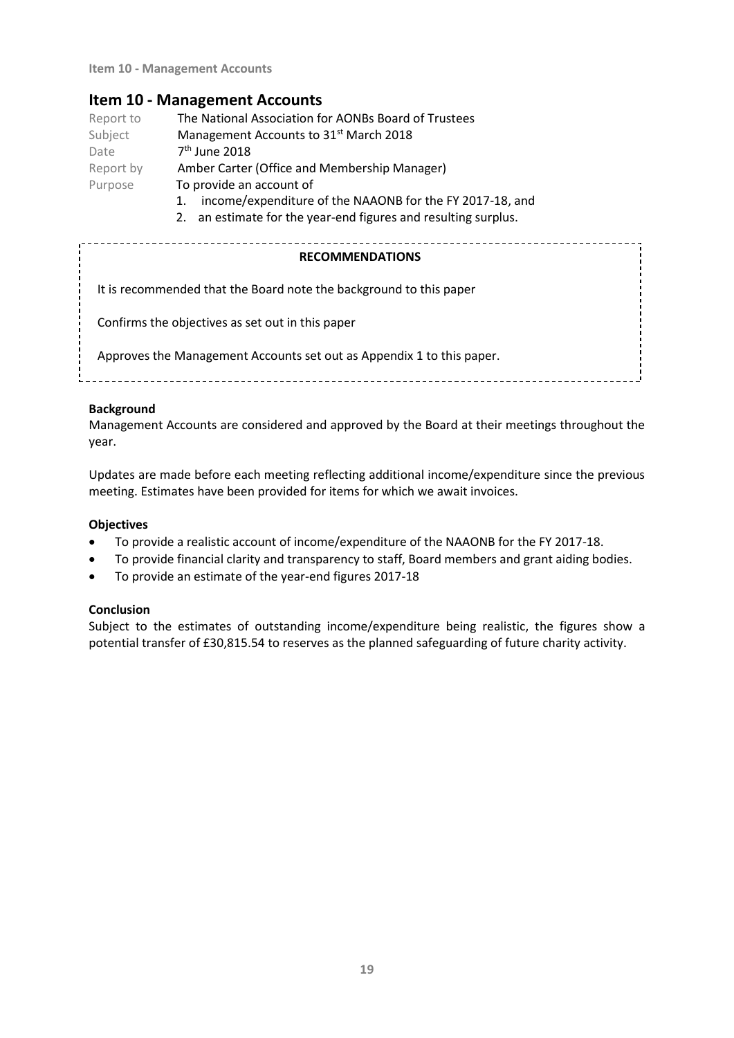## Item 10 - Management Accounts

| | |
|---|---|
| Report to | The National Association for AONBs Board of Trustees |
| Subject | Management Accounts to 31st March 2018 |
| Date | 7th June 2018 |
| Report by | Amber Carter (Office and Membership Manager) |
| Purpose | To provide an account of<br>1. income/expenditure of the NAAONB for the FY 2017-18, and<br>2. an estimate for the year-end figures and resulting surplus. |

**RECOMMENDATIONS**

It is recommended that the Board note the background to this paper

Confirms the objectives as set out in this paper

Approves the Management Accounts set out as Appendix 1 to this paper.

**Background**

Management Accounts are considered and approved by the Board at their meetings throughout the year.

Updates are made before each meeting reflecting additional income/expenditure since the previous meeting. Estimates have been provided for items for which we await invoices.

**Objectives**

- To provide a realistic account of income/expenditure of the NAAONB for the FY 2017-18.
- To provide financial clarity and transparency to staff, Board members and grant aiding bodies.
- To provide an estimate of the year-end figures 2017-18

**Conclusion**

Subject to the estimates of outstanding income/expenditure being realistic, the figures show a potential transfer of £30,815.54 to reserves as the planned safeguarding of future charity activity.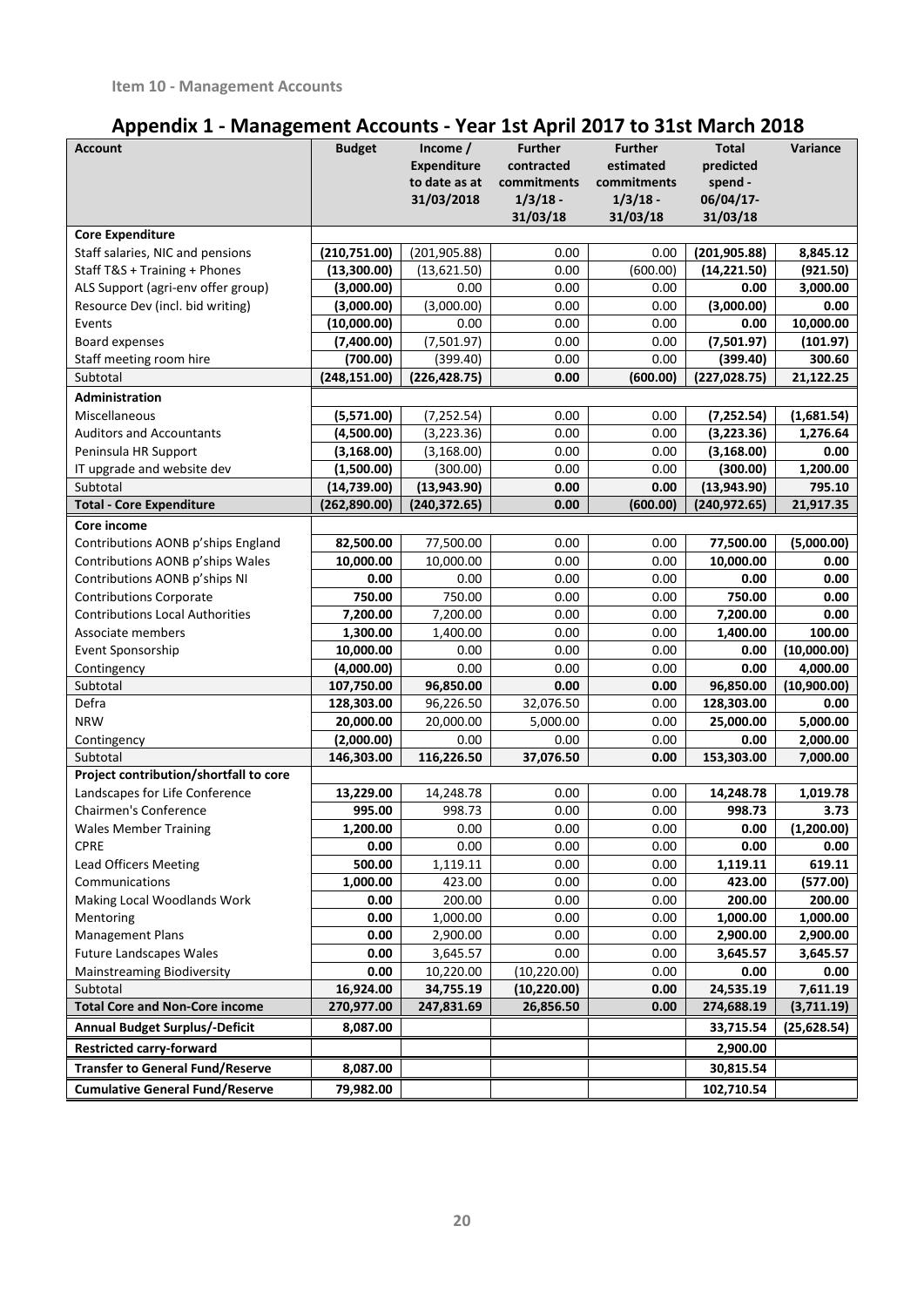**Item 10 - Management Accounts**

## Appendix 1 - Management Accounts - Year 1st April 2017 to 31st March 2018

| Account | Budget | Income / Expenditure to date as at 31/03/2018 | Further contracted commitments 1/3/18 - 31/03/18 | Further estimated commitments 1/3/18 - 31/03/18 | Total predicted spend - 06/04/17-31/03/18 | Variance |
|---|---|---|---|---|---|---|
| **Core Expenditure** | | | | | | |
| Staff salaries, NIC and pensions | **(210,751.00)** | (201,905.88) | 0.00 | 0.00 | **(201,905.88)** | **8,845.12** |
| Staff T&S + Training + Phones | **(13,300.00)** | (13,621.50) | 0.00 | (600.00) | **(14,221.50)** | **(921.50)** |
| ALS Support (agri-env offer group) | **(3,000.00)** | 0.00 | 0.00 | 0.00 | **0.00** | **3,000.00** |
| Resource Dev (incl. bid writing) | **(3,000.00)** | (3,000.00) | 0.00 | 0.00 | **(3,000.00)** | **0.00** |
| Events | **(10,000.00)** | 0.00 | 0.00 | 0.00 | **0.00** | **10,000.00** |
| Board expenses | **(7,400.00)** | (7,501.97) | 0.00 | 0.00 | **(7,501.97)** | **(101.97)** |
| Staff meeting room hire | **(700.00)** | (399.40) | 0.00 | 0.00 | **(399.40)** | **300.60** |
| Subtotal | **(248,151.00)** | **(226,428.75)** | **0.00** | **(600.00)** | **(227,028.75)** | **21,122.25** |
| **Administration** | | | | | | |
| Miscellaneous | **(5,571.00)** | (7,252.54) | 0.00 | 0.00 | **(7,252.54)** | **(1,681.54)** |
| Auditors and Accountants | **(4,500.00)** | (3,223.36) | 0.00 | 0.00 | **(3,223.36)** | **1,276.64** |
| Peninsula HR Support | **(3,168.00)** | (3,168.00) | 0.00 | 0.00 | **(3,168.00)** | **0.00** |
| IT upgrade and website dev | **(1,500.00)** | (300.00) | 0.00 | 0.00 | **(300.00)** | **1,200.00** |
| Subtotal | **(14,739.00)** | **(13,943.90)** | **0.00** | **0.00** | **(13,943.90)** | **795.10** |
| **Total - Core Expenditure** | **(262,890.00)** | **(240,372.65)** | **0.00** | **(600.00)** | **(240,972.65)** | **21,917.35** |
| **Core income** | | | | | | |
| Contributions AONB p'ships England | **82,500.00** | 77,500.00 | 0.00 | 0.00 | **77,500.00** | **(5,000.00)** |
| Contributions AONB p'ships Wales | **10,000.00** | 10,000.00 | 0.00 | 0.00 | **10,000.00** | **0.00** |
| Contributions AONB p'ships NI | **0.00** | 0.00 | 0.00 | 0.00 | **0.00** | **0.00** |
| Contributions Corporate | **750.00** | 750.00 | 0.00 | 0.00 | **750.00** | **0.00** |
| Contributions Local Authorities | **7,200.00** | 7,200.00 | 0.00 | 0.00 | **7,200.00** | **0.00** |
| Associate members | **1,300.00** | 1,400.00 | 0.00 | 0.00 | **1,400.00** | **100.00** |
| Event Sponsorship | **10,000.00** | 0.00 | 0.00 | 0.00 | **0.00** | **(10,000.00)** |
| Contingency | **(4,000.00)** | 0.00 | 0.00 | 0.00 | **0.00** | **4,000.00** |
| Subtotal | **107,750.00** | **96,850.00** | **0.00** | **0.00** | **96,850.00** | **(10,900.00)** |
| Defra | **128,303.00** | 96,226.50 | 32,076.50 | 0.00 | **128,303.00** | **0.00** |
| NRW | **20,000.00** | 20,000.00 | 5,000.00 | 0.00 | **25,000.00** | **5,000.00** |
| Contingency | **(2,000.00)** | 0.00 | 0.00 | 0.00 | **0.00** | **2,000.00** |
| Subtotal | **146,303.00** | **116,226.50** | **37,076.50** | **0.00** | **153,303.00** | **7,000.00** |
| **Project contribution/shortfall to core** | | | | | | |
| Landscapes for Life Conference | **13,229.00** | 14,248.78 | 0.00 | 0.00 | **14,248.78** | **1,019.78** |
| Chairmen's Conference | **995.00** | 998.73 | 0.00 | 0.00 | **998.73** | **3.73** |
| Wales Member Training | **1,200.00** | 0.00 | 0.00 | 0.00 | **0.00** | **(1,200.00)** |
| CPRE | **0.00** | 0.00 | 0.00 | 0.00 | **0.00** | **0.00** |
| Lead Officers Meeting | **500.00** | 1,119.11 | 0.00 | 0.00 | **1,119.11** | **619.11** |
| Communications | **1,000.00** | 423.00 | 0.00 | 0.00 | **423.00** | **(577.00)** |
| Making Local Woodlands Work | **0.00** | 200.00 | 0.00 | 0.00 | **200.00** | **200.00** |
| Mentoring | **0.00** | 1,000.00 | 0.00 | 0.00 | **1,000.00** | **1,000.00** |
| Management Plans | **0.00** | 2,900.00 | 0.00 | 0.00 | **2,900.00** | **2,900.00** |
| Future Landscapes Wales | **0.00** | 3,645.57 | 0.00 | 0.00 | **3,645.57** | **3,645.57** |
| Mainstreaming Biodiversity | **0.00** | 10,220.00 | (10,220.00) | 0.00 | **0.00** | **0.00** |
| Subtotal | **16,924.00** | **34,755.19** | **(10,220.00)** | **0.00** | **24,535.19** | **7,611.19** |
| **Total Core and Non-Core income** | **270,977.00** | **247,831.69** | **26,856.50** | **0.00** | **274,688.19** | **(3,711.19)** |
| **Annual Budget Surplus/-Deficit** | **8,087.00** | | | | **33,715.54** | **(25,628.54)** |
| **Restricted carry-forward** | | | | | **2,900.00** | |
| **Transfer to General Fund/Reserve** | **8,087.00** | | | | **30,815.54** | |
| **Cumulative General Fund/Reserve** | **79,982.00** | | | | **102,710.54** | |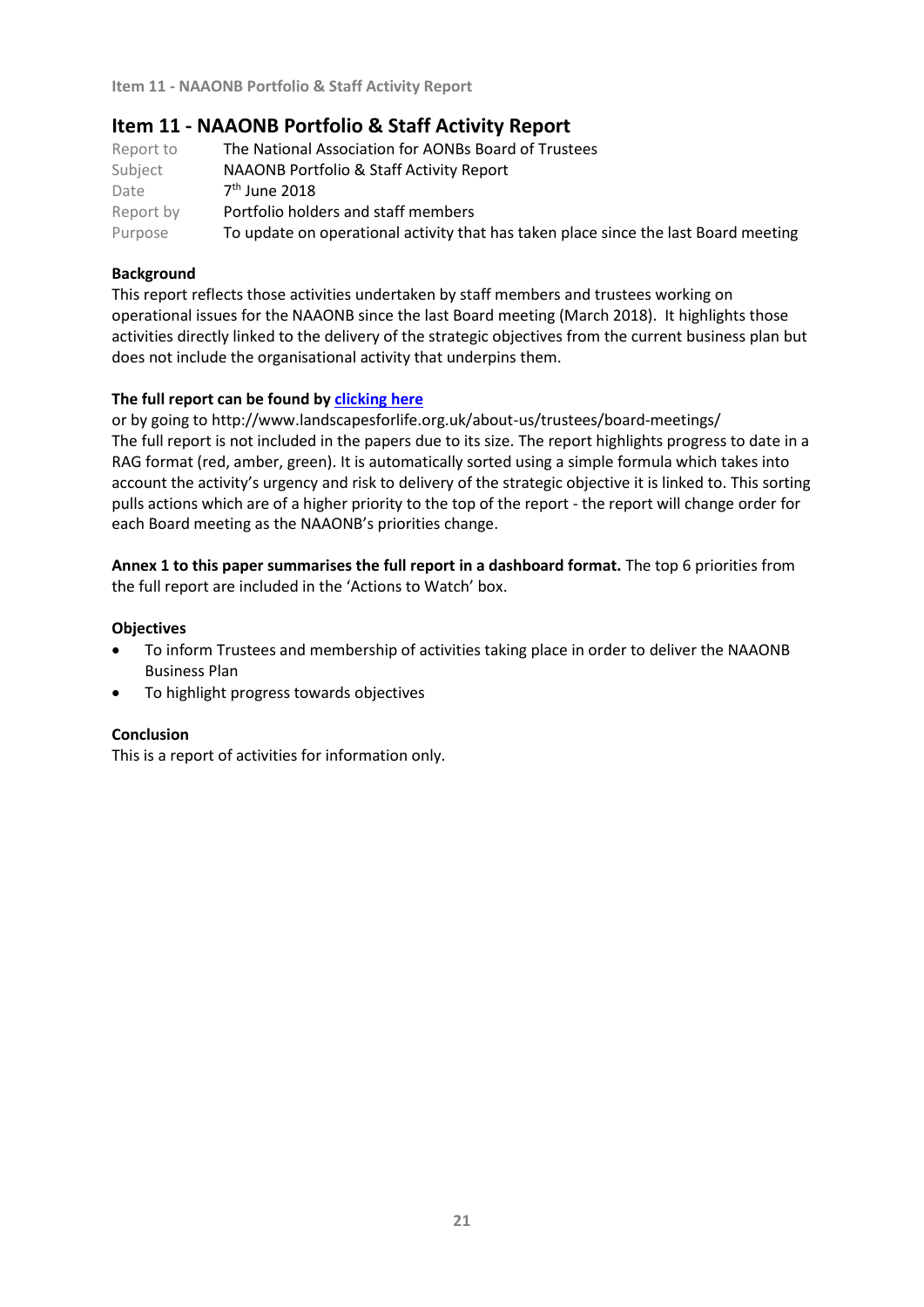## Item 11 - NAAONB Portfolio & Staff Activity Report

| | |
|---|---|
| Report to | The National Association for AONBs Board of Trustees |
| Subject | NAAONB Portfolio & Staff Activity Report |
| Date | 7th June 2018 |
| Report by | Portfolio holders and staff members |
| Purpose | To update on operational activity that has taken place since the last Board meeting |

**Background**

This report reflects those activities undertaken by staff members and trustees working on operational issues for the NAAONB since the last Board meeting (March 2018). It highlights those activities directly linked to the delivery of the strategic objectives from the current business plan but does not include the organisational activity that underpins them.

**The full report can be found by clicking here**

or by going to http://www.landscapesforlife.org.uk/about-us/trustees/board-meetings/

The full report is not included in the papers due to its size. The report highlights progress to date in a RAG format (red, amber, green). It is automatically sorted using a simple formula which takes into account the activity's urgency and risk to delivery of the strategic objective it is linked to. This sorting pulls actions which are of a higher priority to the top of the report - the report will change order for each Board meeting as the NAAONB's priorities change.

**Annex 1 to this paper summarises the full report in a dashboard format.** The top 6 priorities from the full report are included in the 'Actions to Watch' box.

**Objectives**

- To inform Trustees and membership of activities taking place in order to deliver the NAAONB Business Plan
- To highlight progress towards objectives

**Conclusion**

This is a report of activities for information only.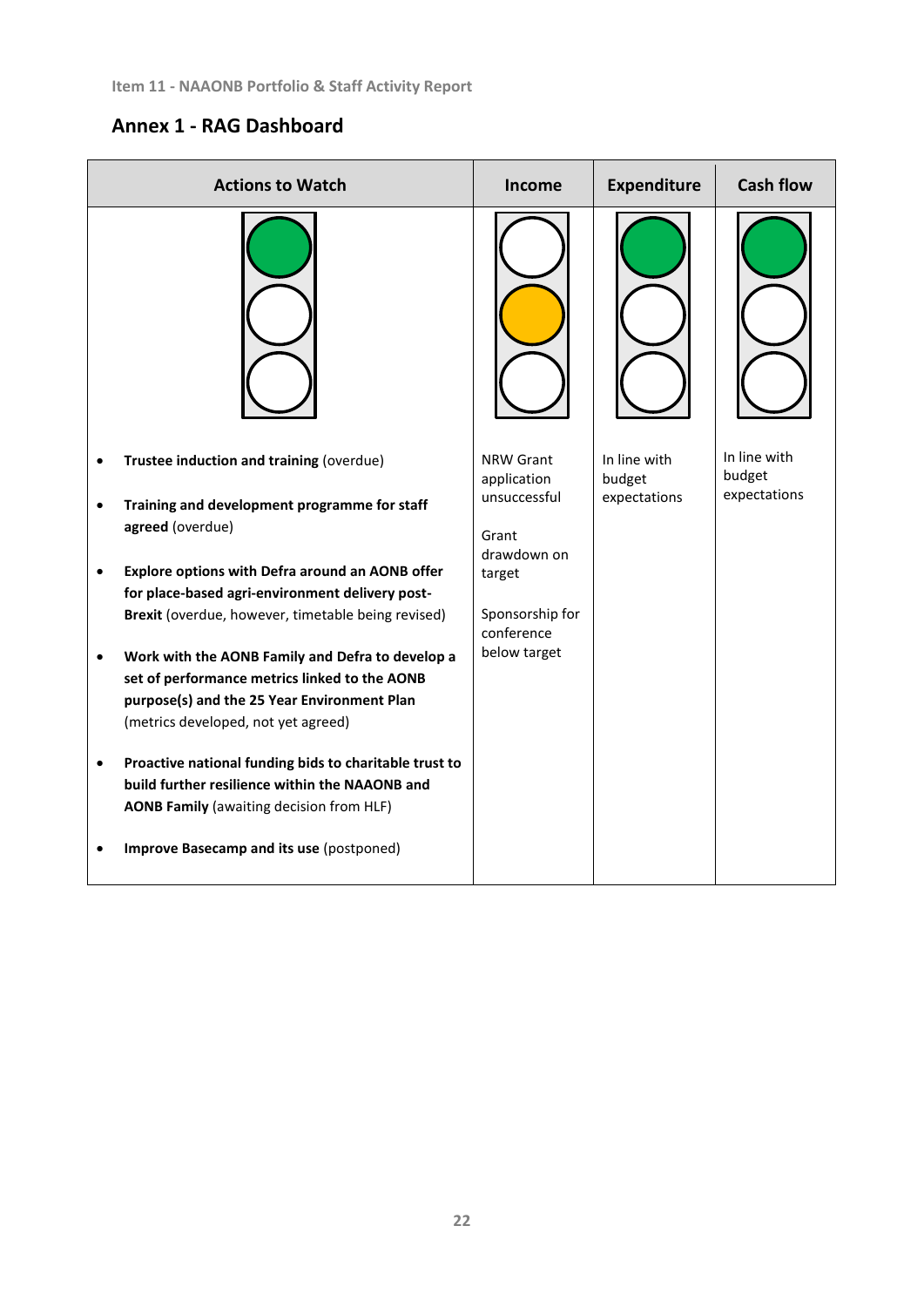## Annex 1 - RAG Dashboard

| Actions to Watch | Income | Expendit­ure | Cash flow |
|---|---|---|---|
| Green | Amber | Green | Green |
| • **Trustee induction and training** (overdue)<br>• **Training and development programme for staff agreed** (overdue)<br>• **Explore options with Defra around an AONB offer for place-based agri-environment delivery post-Brexit** (overdue, however, timetable being revised)<br>• **Work with the AONB Family and Defra to develop a set of performance metrics linked to the AONB purpose(s) and the 25 Year Environment Plan** (metrics developed, not yet agreed)<br>• **Proactive national funding bids to charitable trust to build further resilience within the NAAONB and AONB Family** (awaiting decision from HLF)<br>• **Improve Basecamp and its use** (postponed) | NRW Grant application unsuccessful<br><br>Grant drawdown on target<br><br>Sponsorship for conference below target | In line with budget expectations | In line with budget expectations |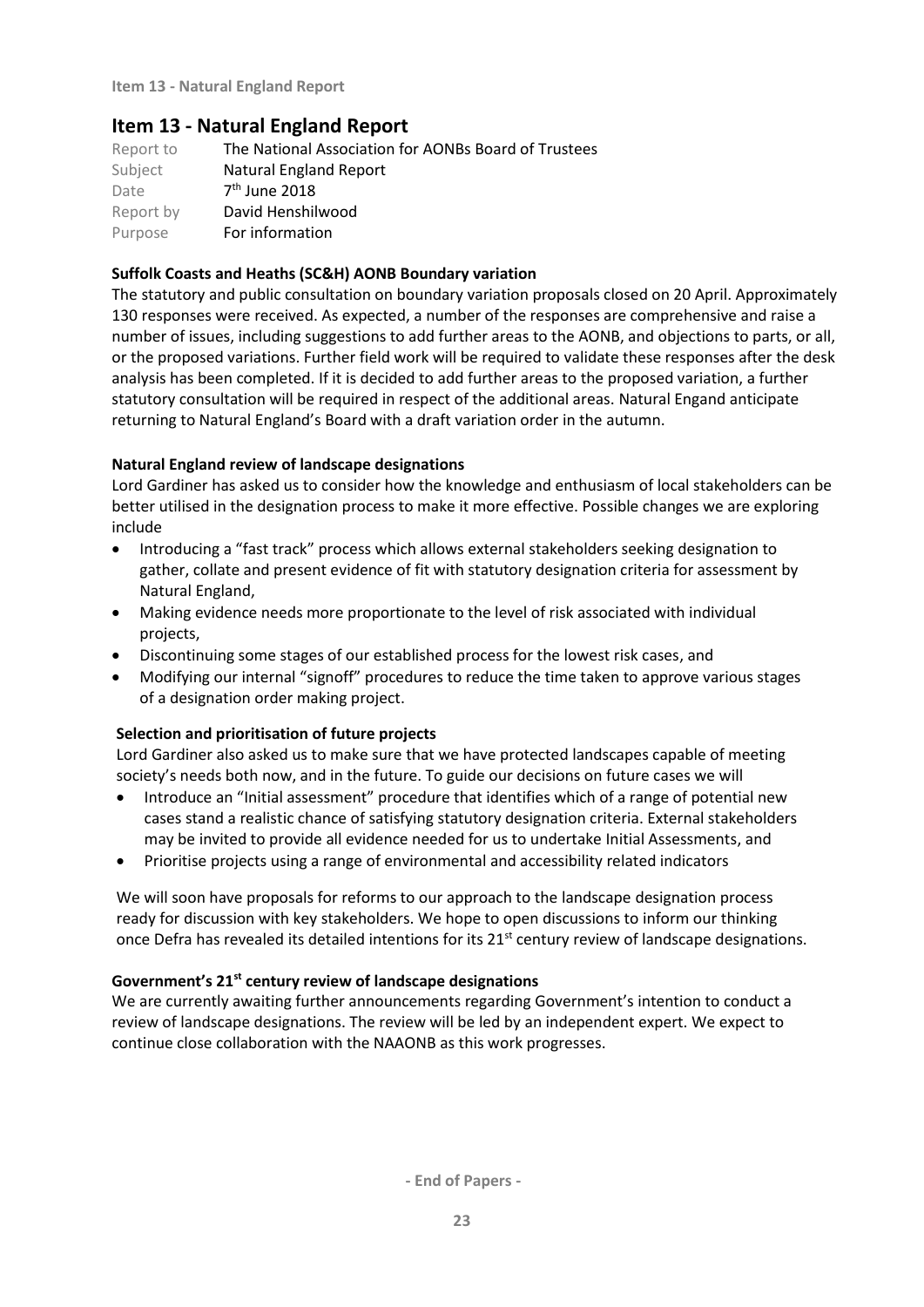# Item 13 - Natural England Report

| | |
|---|---|
| Report to | The National Association for AONBs Board of Trustees |
| Subject | Natural England Report |
| Date | 7th June 2018 |
| Report by | David Henshilwood |
| Purpose | For information |

**Suffolk Coasts and Heaths (SC&H) AONB Boundary variation**

The statutory and public consultation on boundary variation proposals closed on 20 April. Approximately 130 responses were received. As expected, a number of the responses are comprehensive and raise a number of issues, including suggestions to add further areas to the AONB, and objections to parts, or all, or the proposed variations. Further field work will be required to validate these responses after the desk analysis has been completed. If it is decided to add further areas to the proposed variation, a further statutory consultation will be required in respect of the additional areas. Natural Engand anticipate returning to Natural England's Board with a draft variation order in the autumn.

**Natural England review of landscape designations**

Lord Gardiner has asked us to consider how the knowledge and enthusiasm of local stakeholders can be better utilised in the designation process to make it more effective. Possible changes we are exploring include

- Introducing a "fast track" process which allows external stakeholders seeking designation to gather, collate and present evidence of fit with statutory designation criteria for assessment by Natural England,
- Making evidence needs more proportionate to the level of risk associated with individual projects,
- Discontinuing some stages of our established process for the lowest risk cases, and
- Modifying our internal "signoff" procedures to reduce the time taken to approve various stages of a designation order making project.

**Selection and prioritisation of future projects**

Lord Gardiner also asked us to make sure that we have protected landscapes capable of meeting society's needs both now, and in the future. To guide our decisions on future cases we will

- Introduce an "Initial assessment" procedure that identifies which of a range of potential new cases stand a realistic chance of satisfying statutory designation criteria. External stakeholders may be invited to provide all evidence needed for us to undertake Initial Assessments, and
- Prioritise projects using a range of environmental and accessibility related indicators

We will soon have proposals for reforms to our approach to the landscape designation process ready for discussion with key stakeholders. We hope to open discussions to inform our thinking once Defra has revealed its detailed intentions for its 21st century review of landscape designations.

**Government's 21st century review of landscape designations**

We are currently awaiting further announcements regarding Government's intention to conduct a review of landscape designations. The review will be led by an independent expert. We expect to continue close collaboration with the NAAONB as this work progresses.

**- End of Papers -**